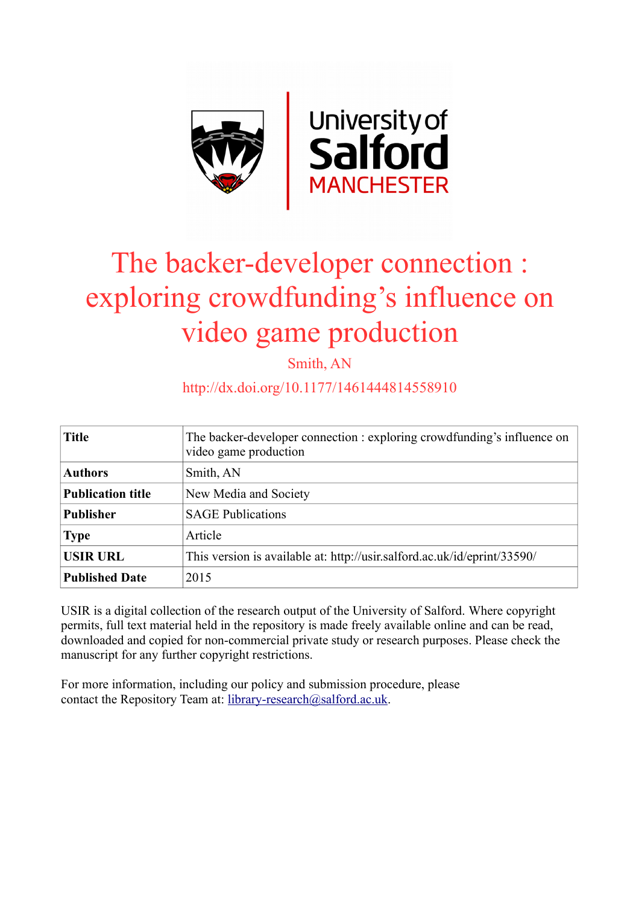# The backer-developer connection : exploring crowdfunding's influence on video game production

Smith, AN

http://dx.doi.org/10.1177/1461444814558910

| **Title** | The backer-developer connection : exploring crowdfunding's influence on video game production |
|---|---|
| **Authors** | Smith, AN |
| **Publication title** | New Media and Society |
| **Publisher** | SAGE Publications |
| **Type** | Article |
| **USIR URL** | This version is available at: http://usir.salford.ac.uk/id/eprint/33590/ |
| **Published Date** | 2015 |

USIR is a digital collection of the research output of the University of Salford. Where copyright permits, full text material held in the repository is made freely available online and can be read, downloaded and copied for non-commercial private study or research purposes. Please check the manuscript for any further copyright restrictions.

For more information, including our policy and submission procedure, please contact the Repository Team at: library-research@salford.ac.uk.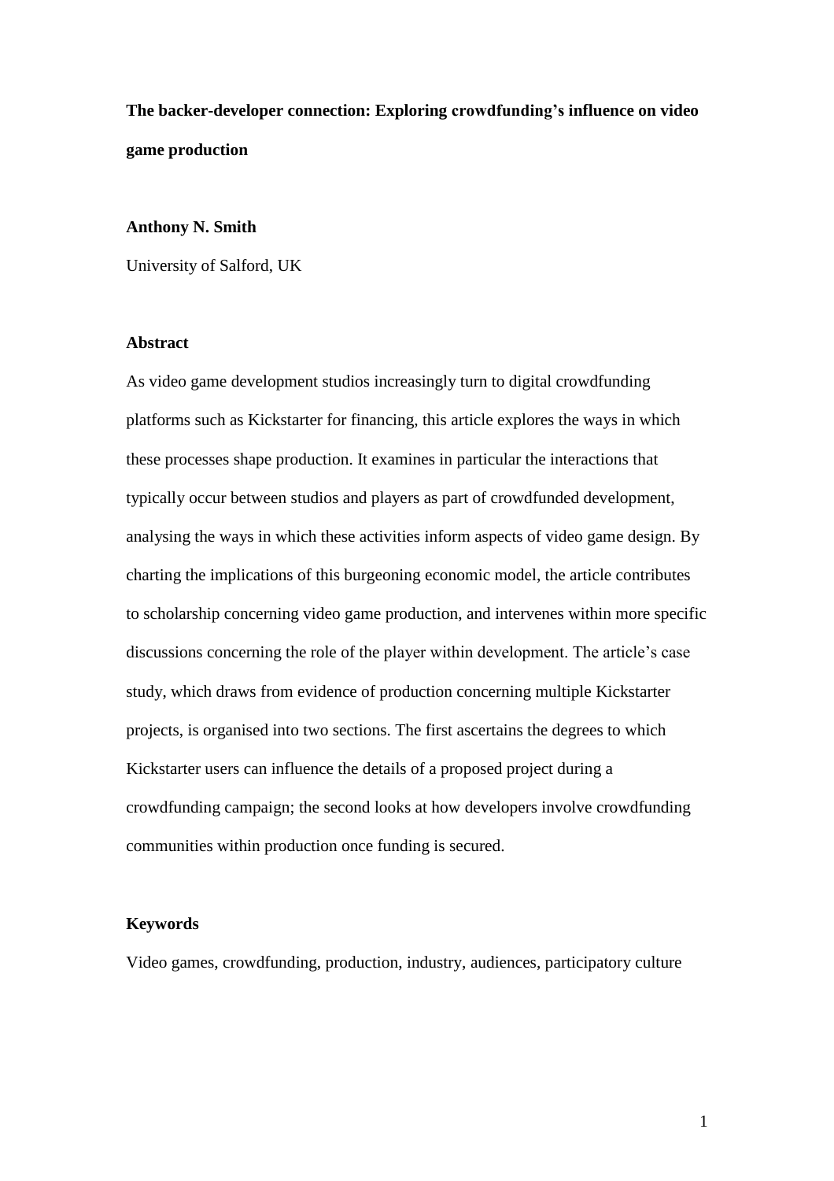# The backer-developer connection: Exploring crowdfunding's influence on video game production

**Anthony N. Smith**

University of Salford, UK

## Abstract

As video game development studios increasingly turn to digital crowdfunding platforms such as Kickstarter for financing, this article explores the ways in which these processes shape production. It examines in particular the interactions that typically occur between studios and players as part of crowdfunded development, analysing the ways in which these activities inform aspects of video game design. By charting the implications of this burgeoning economic model, the article contributes to scholarship concerning video game production, and intervenes within more specific discussions concerning the role of the player within development. The article's case study, which draws from evidence of production concerning multiple Kickstarter projects, is organised into two sections. The first ascertains the degrees to which Kickstarter users can influence the details of a proposed project during a crowdfunding campaign; the second looks at how developers involve crowdfunding communities within production once funding is secured.

## Keywords

Video games, crowdfunding, production, industry, audiences, participatory culture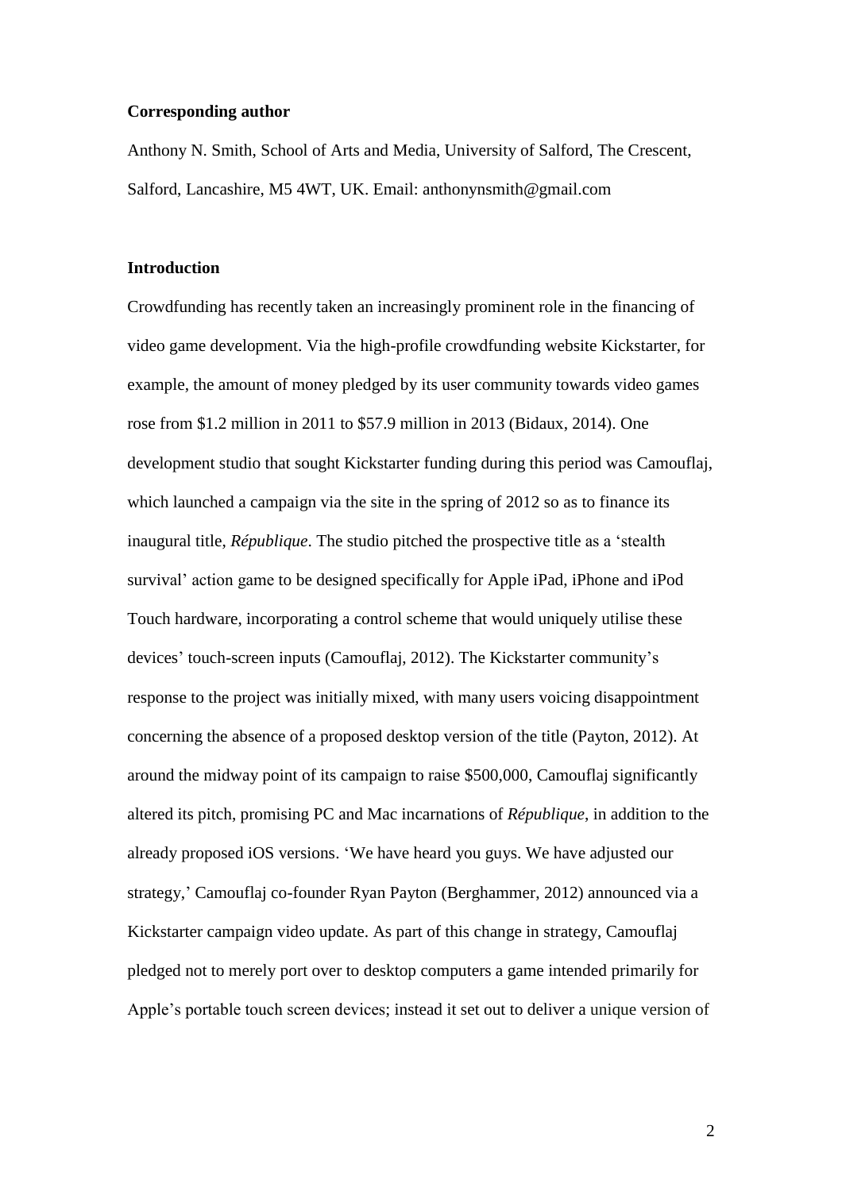**Corresponding author**

Anthony N. Smith, School of Arts and Media, University of Salford, The Crescent, Salford, Lancashire, M5 4WT, UK. Email: anthonynsmith@gmail.com

**Introduction**

Crowdfunding has recently taken an increasingly prominent role in the financing of video game development. Via the high-profile crowdfunding website Kickstarter, for example, the amount of money pledged by its user community towards video games rose from $1.2 million in 2011 to $57.9 million in 2013 (Bidaux, 2014). One development studio that sought Kickstarter funding during this period was Camouflaj, which launched a campaign via the site in the spring of 2012 so as to finance its inaugural title, *République*. The studio pitched the prospective title as a 'stealth survival' action game to be designed specifically for Apple iPad, iPhone and iPod Touch hardware, incorporating a control scheme that would uniquely utilise these devices' touch-screen inputs (Camouflaj, 2012). The Kickstarter community's response to the project was initially mixed, with many users voicing disappointment concerning the absence of a proposed desktop version of the title (Payton, 2012). At around the midway point of its campaign to raise $500,000, Camouflaj significantly altered its pitch, promising PC and Mac incarnations of *République*, in addition to the already proposed iOS versions. 'We have heard you guys. We have adjusted our strategy,' Camouflaj co-founder Ryan Payton (Berghammer, 2012) announced via a Kickstarter campaign video update. As part of this change in strategy, Camouflaj pledged not to merely port over to desktop computers a game intended primarily for Apple's portable touch screen devices; instead it set out to deliver a unique version of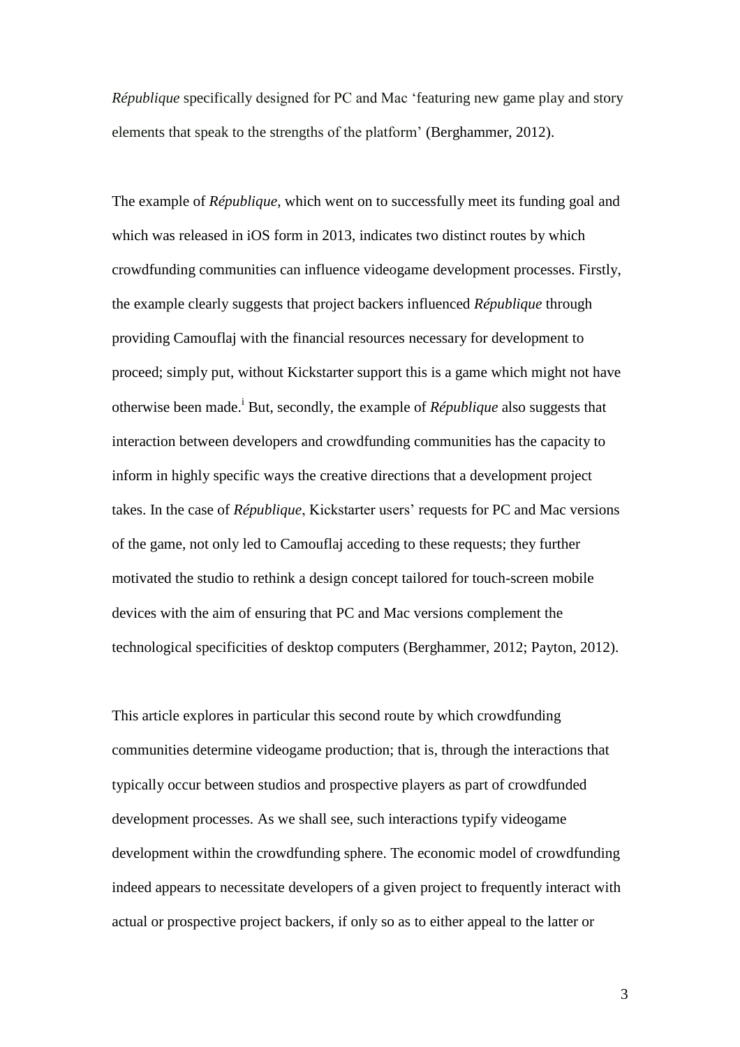*République* specifically designed for PC and Mac 'featuring new game play and story elements that speak to the strengths of the platform' (Berghammer, 2012).

The example of *République*, which went on to successfully meet its funding goal and which was released in iOS form in 2013, indicates two distinct routes by which crowdfunding communities can influence videogame development processes. Firstly, the example clearly suggests that project backers influenced *République* through providing Camouflaj with the financial resources necessary for development to proceed; simply put, without Kickstarter support this is a game which might not have otherwise been made.[i] But, secondly, the example of *République* also suggests that interaction between developers and crowdfunding communities has the capacity to inform in highly specific ways the creative directions that a development project takes. In the case of *République*, Kickstarter users' requests for PC and Mac versions of the game, not only led to Camouflaj acceding to these requests; they further motivated the studio to rethink a design concept tailored for touch-screen mobile devices with the aim of ensuring that PC and Mac versions complement the technological specificities of desktop computers (Berghammer, 2012; Payton, 2012).

This article explores in particular this second route by which crowdfunding communities determine videogame production; that is, through the interactions that typically occur between studios and prospective players as part of crowdfunded development processes. As we shall see, such interactions typify videogame development within the crowdfunding sphere. The economic model of crowdfunding indeed appears to necessitate developers of a given project to frequently interact with actual or prospective project backers, if only so as to either appeal to the latter or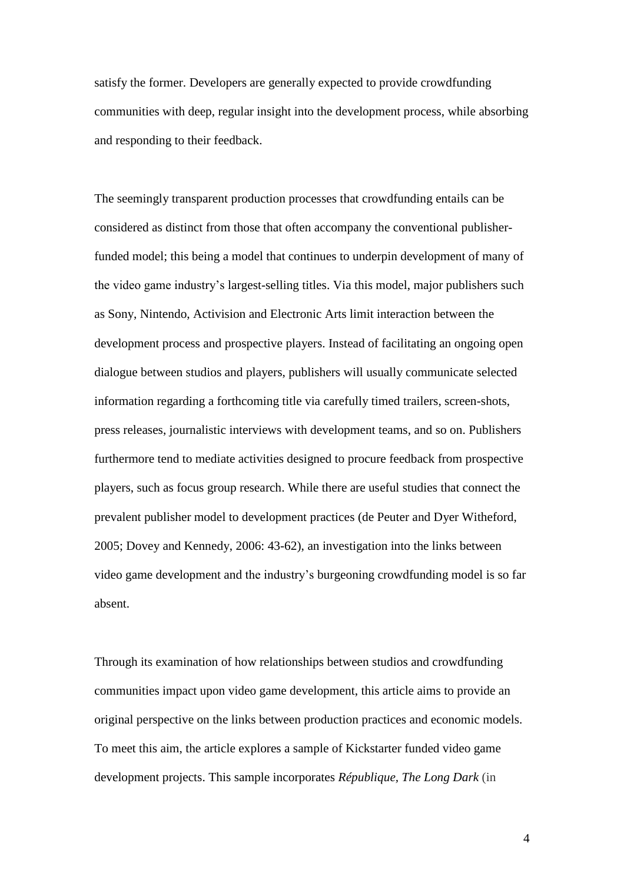satisfy the former. Developers are generally expected to provide crowdfunding communities with deep, regular insight into the development process, while absorbing and responding to their feedback.

The seemingly transparent production processes that crowdfunding entails can be considered as distinct from those that often accompany the conventional publisher-funded model; this being a model that continues to underpin development of many of the video game industry's largest-selling titles. Via this model, major publishers such as Sony, Nintendo, Activision and Electronic Arts limit interaction between the development process and prospective players. Instead of facilitating an ongoing open dialogue between studios and players, publishers will usually communicate selected information regarding a forthcoming title via carefully timed trailers, screen-shots, press releases, journalistic interviews with development teams, and so on. Publishers furthermore tend to mediate activities designed to procure feedback from prospective players, such as focus group research. While there are useful studies that connect the prevalent publisher model to development practices (de Peuter and Dyer Witheford, 2005; Dovey and Kennedy, 2006: 43-62), an investigation into the links between video game development and the industry's burgeoning crowdfunding model is so far absent.

Through its examination of how relationships between studios and crowdfunding communities impact upon video game development, this article aims to provide an original perspective on the links between production practices and economic models. To meet this aim, the article explores a sample of Kickstarter funded video game development projects. This sample incorporates *République*, *The Long Dark* (in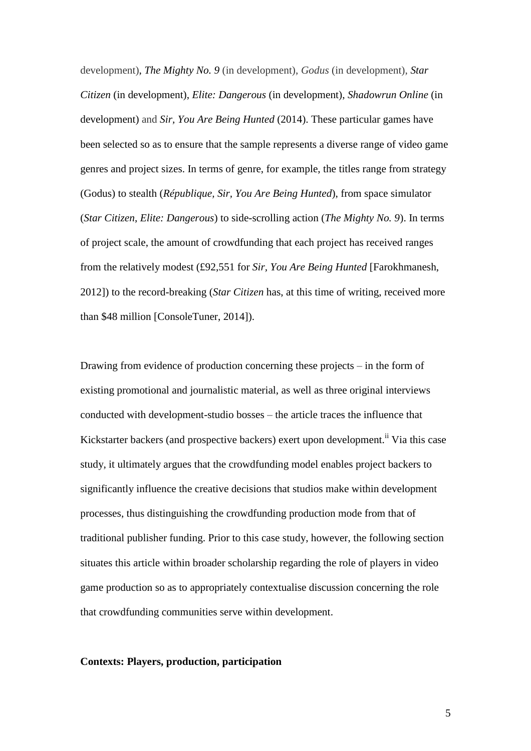development), *The Mighty No. 9* (in development), *Godus* (in development), *Star Citizen* (in development), *Elite: Dangerous* (in development), *Shadowrun Online* (in development) and *Sir, You Are Being Hunted* (2014). These particular games have been selected so as to ensure that the sample represents a diverse range of video game genres and project sizes. In terms of genre, for example, the titles range from strategy (Godus) to stealth (*République, Sir, You Are Being Hunted*), from space simulator (*Star Citizen*, *Elite: Dangerous*) to side-scrolling action (*The Mighty No. 9*). In terms of project scale, the amount of crowdfunding that each project has received ranges from the relatively modest (£92,551 for *Sir, You Are Being Hunted* [Farokhmanesh, 2012]) to the record-breaking (*Star Citizen* has, at this time of writing, received more than $48 million [ConsoleTuner, 2014]).

Drawing from evidence of production concerning these projects – in the form of existing promotional and journalistic material, as well as three original interviews conducted with development-studio bosses – the article traces the influence that Kickstarter backers (and prospective backers) exert upon development.[ii] Via this case study, it ultimately argues that the crowdfunding model enables project backers to significantly influence the creative decisions that studios make within development processes, thus distinguishing the crowdfunding production mode from that of traditional publisher funding. Prior to this case study, however, the following section situates this article within broader scholarship regarding the role of players in video game production so as to appropriately contextualise discussion concerning the role that crowdfunding communities serve within development.

**Contexts: Players, production, participation**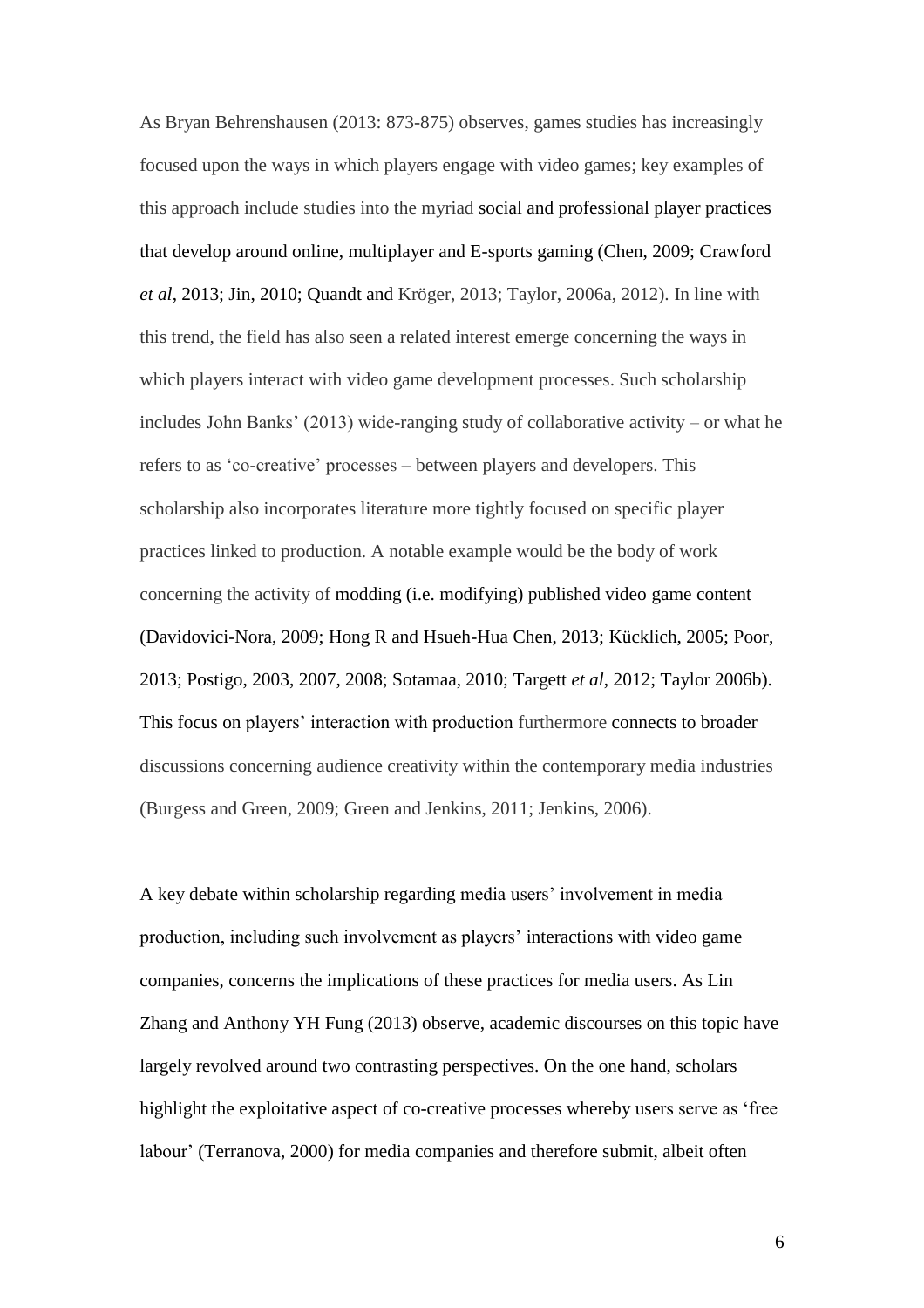As Bryan Behrenshausen (2013: 873-875) observes, games studies has increasingly focused upon the ways in which players engage with video games; key examples of this approach include studies into the myriad social and professional player practices that develop around online, multiplayer and E-sports gaming (Chen, 2009; Crawford *et al*, 2013; Jin, 2010; Quandt and Kröger, 2013; Taylor, 2006a, 2012). In line with this trend, the field has also seen a related interest emerge concerning the ways in which players interact with video game development processes. Such scholarship includes John Banks' (2013) wide-ranging study of collaborative activity – or what he refers to as 'co-creative' processes – between players and developers. This scholarship also incorporates literature more tightly focused on specific player practices linked to production. A notable example would be the body of work concerning the activity of modding (i.e. modifying) published video game content (Davidovici-Nora, 2009; Hong R and Hsueh-Hua Chen, 2013; Kücklich, 2005; Poor, 2013; Postigo, 2003, 2007, 2008; Sotamaa, 2010; Targett *et al*, 2012; Taylor 2006b). This focus on players' interaction with production furthermore connects to broader discussions concerning audience creativity within the contemporary media industries (Burgess and Green, 2009; Green and Jenkins, 2011; Jenkins, 2006).

A key debate within scholarship regarding media users' involvement in media production, including such involvement as players' interactions with video game companies, concerns the implications of these practices for media users. As Lin Zhang and Anthony YH Fung (2013) observe, academic discourses on this topic have largely revolved around two contrasting perspectives. On the one hand, scholars highlight the exploitative aspect of co-creative processes whereby users serve as 'free labour' (Terranova, 2000) for media companies and therefore submit, albeit often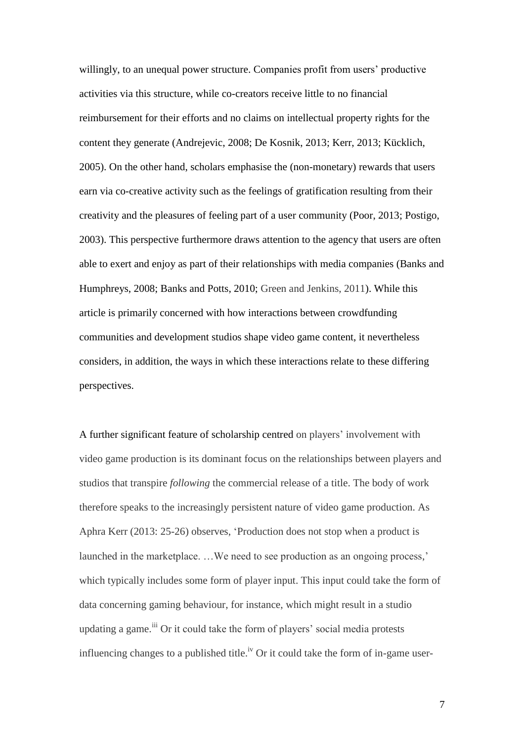willingly, to an unequal power structure. Companies profit from users' productive activities via this structure, while co-creators receive little to no financial reimbursement for their efforts and no claims on intellectual property rights for the content they generate (Andrejevic, 2008; De Kosnik, 2013; Kerr, 2013; Kücklich, 2005). On the other hand, scholars emphasise the (non-monetary) rewards that users earn via co-creative activity such as the feelings of gratification resulting from their creativity and the pleasures of feeling part of a user community (Poor, 2013; Postigo, 2003). This perspective furthermore draws attention to the agency that users are often able to exert and enjoy as part of their relationships with media companies (Banks and Humphreys, 2008; Banks and Potts, 2010; Green and Jenkins, 2011). While this article is primarily concerned with how interactions between crowdfunding communities and development studios shape video game content, it nevertheless considers, in addition, the ways in which these interactions relate to these differing perspectives.

A further significant feature of scholarship centred on players' involvement with video game production is its dominant focus on the relationships between players and studios that transpire *following* the commercial release of a title. The body of work therefore speaks to the increasingly persistent nature of video game production. As Aphra Kerr (2013: 25-26) observes, 'Production does not stop when a product is launched in the marketplace. …We need to see production as an ongoing process,' which typically includes some form of player input. This input could take the form of data concerning gaming behaviour, for instance, which might result in a studio updating a game.[iii] Or it could take the form of players' social media protests influencing changes to a published title.[iv] Or it could take the form of in-game user-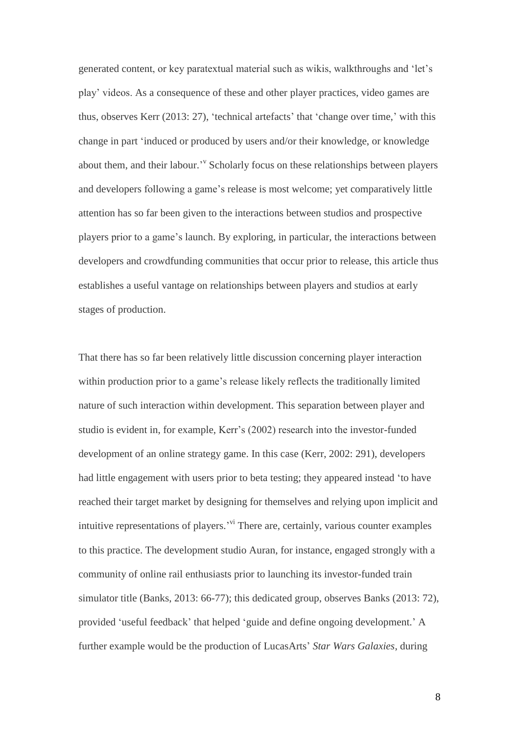generated content, or key paratextual material such as wikis, walkthroughs and 'let's play' videos. As a consequence of these and other player practices, video games are thus, observes Kerr (2013: 27), 'technical artefacts' that 'change over time,' with this change in part 'induced or produced by users and/or their knowledge, or knowledge about them, and their labour.'[v] Scholarly focus on these relationships between players and developers following a game's release is most welcome; yet comparatively little attention has so far been given to the interactions between studios and prospective players prior to a game's launch. By exploring, in particular, the interactions between developers and crowdfunding communities that occur prior to release, this article thus establishes a useful vantage on relationships between players and studios at early stages of production.

That there has so far been relatively little discussion concerning player interaction within production prior to a game's release likely reflects the traditionally limited nature of such interaction within development. This separation between player and studio is evident in, for example, Kerr's (2002) research into the investor-funded development of an online strategy game. In this case (Kerr, 2002: 291), developers had little engagement with users prior to beta testing; they appeared instead 'to have reached their target market by designing for themselves and relying upon implicit and intuitive representations of players.'[vi] There are, certainly, various counter examples to this practice. The development studio Auran, for instance, engaged strongly with a community of online rail enthusiasts prior to launching its investor-funded train simulator title (Banks, 2013: 66-77); this dedicated group, observes Banks (2013: 72), provided 'useful feedback' that helped 'guide and define ongoing development.' A further example would be the production of LucasArts' *Star Wars Galaxies*, during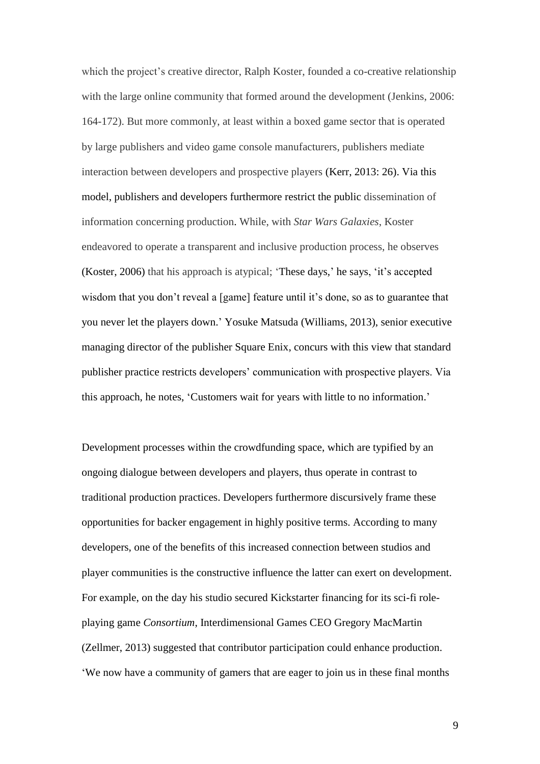which the project's creative director, Ralph Koster, founded a co-creative relationship with the large online community that formed around the development (Jenkins, 2006: 164-172). But more commonly, at least within a boxed game sector that is operated by large publishers and video game console manufacturers, publishers mediate interaction between developers and prospective players (Kerr, 2013: 26). Via this model, publishers and developers furthermore restrict the public dissemination of information concerning production. While, with *Star Wars Galaxies*, Koster endeavored to operate a transparent and inclusive production process, he observes (Koster, 2006) that his approach is atypical; 'These days,' he says, 'it's accepted wisdom that you don't reveal a [game] feature until it's done, so as to guarantee that you never let the players down.' Yosuke Matsuda (Williams, 2013), senior executive managing director of the publisher Square Enix, concurs with this view that standard publisher practice restricts developers' communication with prospective players. Via this approach, he notes, 'Customers wait for years with little to no information.'

Development processes within the crowdfunding space, which are typified by an ongoing dialogue between developers and players, thus operate in contrast to traditional production practices. Developers furthermore discursively frame these opportunities for backer engagement in highly positive terms. According to many developers, one of the benefits of this increased connection between studios and player communities is the constructive influence the latter can exert on development. For example, on the day his studio secured Kickstarter financing for its sci-fi role-playing game *Consortium*, Interdimensional Games CEO Gregory MacMartin (Zellmer, 2013) suggested that contributor participation could enhance production. 'We now have a community of gamers that are eager to join us in these final months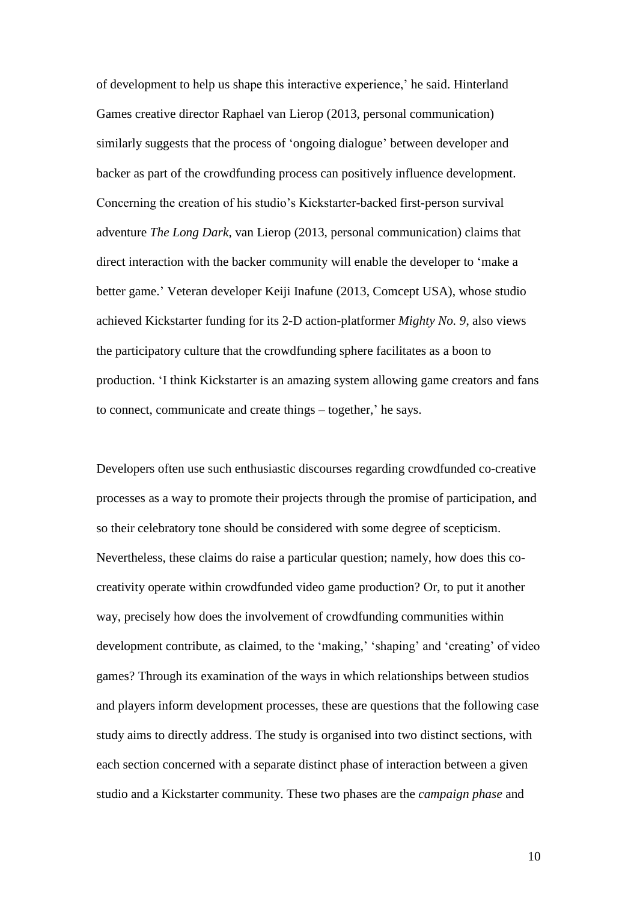of development to help us shape this interactive experience,' he said. Hinterland Games creative director Raphael van Lierop (2013, personal communication) similarly suggests that the process of 'ongoing dialogue' between developer and backer as part of the crowdfunding process can positively influence development. Concerning the creation of his studio's Kickstarter-backed first-person survival adventure *The Long Dark*, van Lierop (2013, personal communication) claims that direct interaction with the backer community will enable the developer to 'make a better game.' Veteran developer Keiji Inafune (2013, Comcept USA), whose studio achieved Kickstarter funding for its 2-D action-platformer *Mighty No. 9*, also views the participatory culture that the crowdfunding sphere facilitates as a boon to production. 'I think Kickstarter is an amazing system allowing game creators and fans to connect, communicate and create things – together,' he says.

Developers often use such enthusiastic discourses regarding crowdfunded co-creative processes as a way to promote their projects through the promise of participation, and so their celebratory tone should be considered with some degree of scepticism. Nevertheless, these claims do raise a particular question; namely, how does this co-creativity operate within crowdfunded video game production? Or, to put it another way, precisely how does the involvement of crowdfunding communities within development contribute, as claimed, to the 'making,' 'shaping' and 'creating' of video games? Through its examination of the ways in which relationships between studios and players inform development processes, these are questions that the following case study aims to directly address. The study is organised into two distinct sections, with each section concerned with a separate distinct phase of interaction between a given studio and a Kickstarter community. These two phases are the *campaign phase* and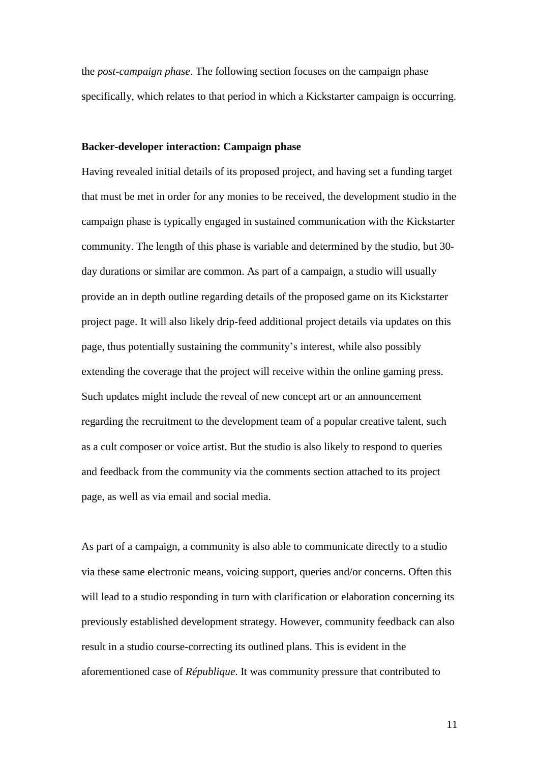the *post-campaign phase*. The following section focuses on the campaign phase specifically, which relates to that period in which a Kickstarter campaign is occurring.

**Backer-developer interaction: Campaign phase**

Having revealed initial details of its proposed project, and having set a funding target that must be met in order for any monies to be received, the development studio in the campaign phase is typically engaged in sustained communication with the Kickstarter community. The length of this phase is variable and determined by the studio, but 30-day durations or similar are common. As part of a campaign, a studio will usually provide an in depth outline regarding details of the proposed game on its Kickstarter project page. It will also likely drip-feed additional project details via updates on this page, thus potentially sustaining the community's interest, while also possibly extending the coverage that the project will receive within the online gaming press. Such updates might include the reveal of new concept art or an announcement regarding the recruitment to the development team of a popular creative talent, such as a cult composer or voice artist. But the studio is also likely to respond to queries and feedback from the community via the comments section attached to its project page, as well as via email and social media.

As part of a campaign, a community is also able to communicate directly to a studio via these same electronic means, voicing support, queries and/or concerns. Often this will lead to a studio responding in turn with clarification or elaboration concerning its previously established development strategy. However, community feedback can also result in a studio course-correcting its outlined plans. This is evident in the aforementioned case of *République*. It was community pressure that contributed to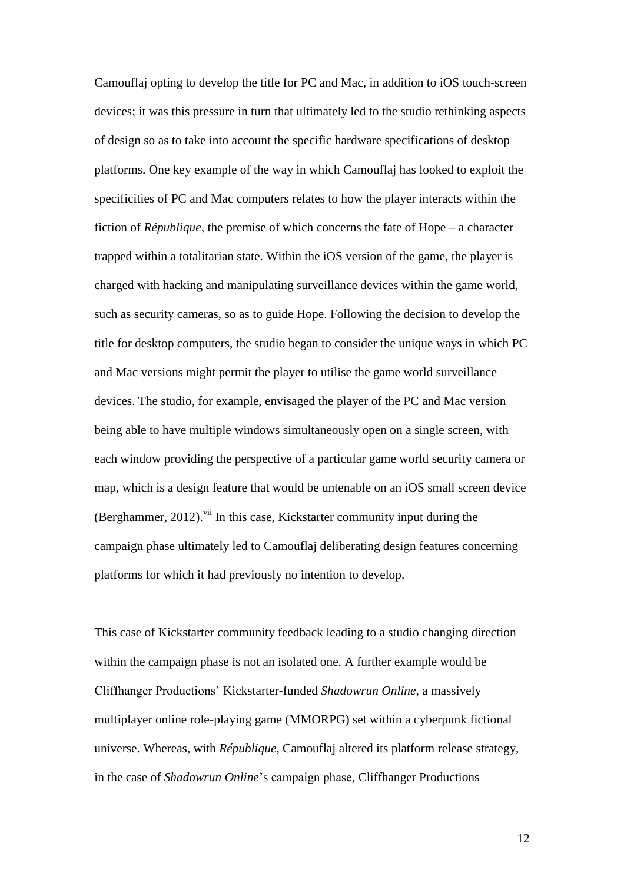Camouflaj opting to develop the title for PC and Mac, in addition to iOS touch-screen devices; it was this pressure in turn that ultimately led to the studio rethinking aspects of design so as to take into account the specific hardware specifications of desktop platforms. One key example of the way in which Camouflaj has looked to exploit the specificities of PC and Mac computers relates to how the player interacts within the fiction of *République*, the premise of which concerns the fate of Hope – a character trapped within a totalitarian state. Within the iOS version of the game, the player is charged with hacking and manipulating surveillance devices within the game world, such as security cameras, so as to guide Hope. Following the decision to develop the title for desktop computers, the studio began to consider the unique ways in which PC and Mac versions might permit the player to utilise the game world surveillance devices. The studio, for example, envisaged the player of the PC and Mac version being able to have multiple windows simultaneously open on a single screen, with each window providing the perspective of a particular game world security camera or map, which is a design feature that would be untenable on an iOS small screen device (Berghammer, 2012).[vii] In this case, Kickstarter community input during the campaign phase ultimately led to Camouflaj deliberating design features concerning platforms for which it had previously no intention to develop.

This case of Kickstarter community feedback leading to a studio changing direction within the campaign phase is not an isolated one. A further example would be Cliffhanger Productions' Kickstarter-funded *Shadowrun Online*, a massively multiplayer online role-playing game (MMORPG) set within a cyberpunk fictional universe. Whereas, with *République*, Camouflaj altered its platform release strategy, in the case of *Shadowrun Online*'s campaign phase, Cliffhanger Productions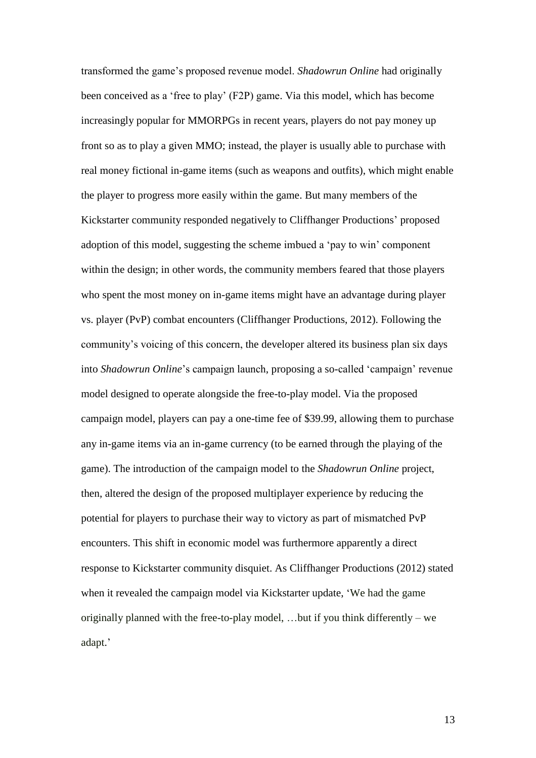transformed the game's proposed revenue model. *Shadowrun Online* had originally been conceived as a 'free to play' (F2P) game. Via this model, which has become increasingly popular for MMORPGs in recent years, players do not pay money up front so as to play a given MMO; instead, the player is usually able to purchase with real money fictional in-game items (such as weapons and outfits), which might enable the player to progress more easily within the game. But many members of the Kickstarter community responded negatively to Cliffhanger Productions' proposed adoption of this model, suggesting the scheme imbued a 'pay to win' component within the design; in other words, the community members feared that those players who spent the most money on in-game items might have an advantage during player vs. player (PvP) combat encounters (Cliffhanger Productions, 2012). Following the community's voicing of this concern, the developer altered its business plan six days into *Shadowrun Online*'s campaign launch, proposing a so-called 'campaign' revenue model designed to operate alongside the free-to-play model. Via the proposed campaign model, players can pay a one-time fee of $39.99, allowing them to purchase any in-game items via an in-game currency (to be earned through the playing of the game). The introduction of the campaign model to the *Shadowrun Online* project, then, altered the design of the proposed multiplayer experience by reducing the potential for players to purchase their way to victory as part of mismatched PvP encounters. This shift in economic model was furthermore apparently a direct response to Kickstarter community disquiet. As Cliffhanger Productions (2012) stated when it revealed the campaign model via Kickstarter update, 'We had the game originally planned with the free-to-play model, …but if you think differently – we adapt.'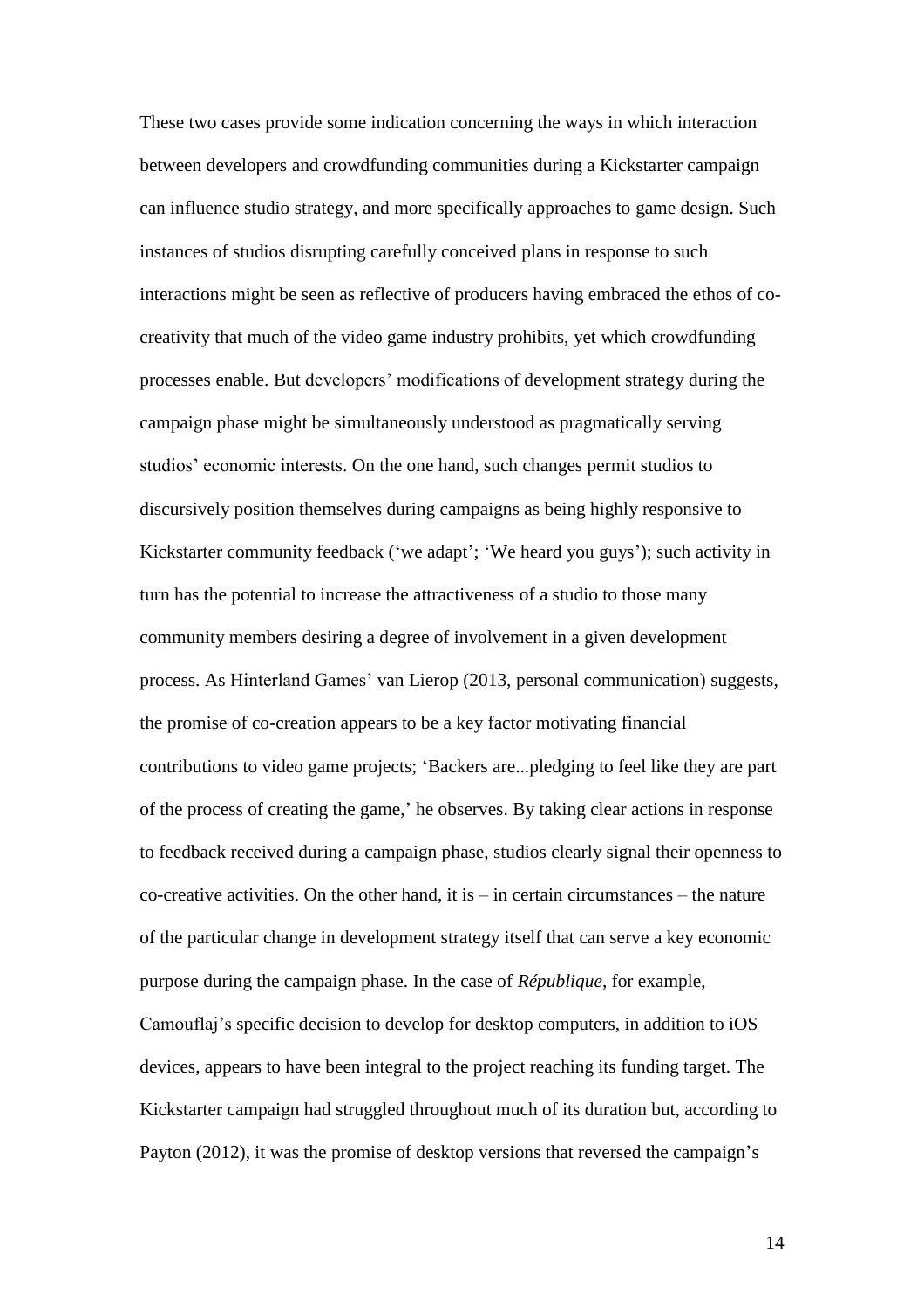These two cases provide some indication concerning the ways in which interaction between developers and crowdfunding communities during a Kickstarter campaign can influence studio strategy, and more specifically approaches to game design. Such instances of studios disrupting carefully conceived plans in response to such interactions might be seen as reflective of producers having embraced the ethos of co-creativity that much of the video game industry prohibits, yet which crowdfunding processes enable. But developers' modifications of development strategy during the campaign phase might be simultaneously understood as pragmatically serving studios' economic interests. On the one hand, such changes permit studios to discursively position themselves during campaigns as being highly responsive to Kickstarter community feedback ('we adapt'; 'We heard you guys'); such activity in turn has the potential to increase the attractiveness of a studio to those many community members desiring a degree of involvement in a given development process. As Hinterland Games' van Lierop (2013, personal communication) suggests, the promise of co-creation appears to be a key factor motivating financial contributions to video game projects; 'Backers are...pledging to feel like they are part of the process of creating the game,' he observes. By taking clear actions in response to feedback received during a campaign phase, studios clearly signal their openness to co-creative activities. On the other hand, it is – in certain circumstances – the nature of the particular change in development strategy itself that can serve a key economic purpose during the campaign phase. In the case of *République*, for example, Camouflaj's specific decision to develop for desktop computers, in addition to iOS devices, appears to have been integral to the project reaching its funding target. The Kickstarter campaign had struggled throughout much of its duration but, according to Payton (2012), it was the promise of desktop versions that reversed the campaign's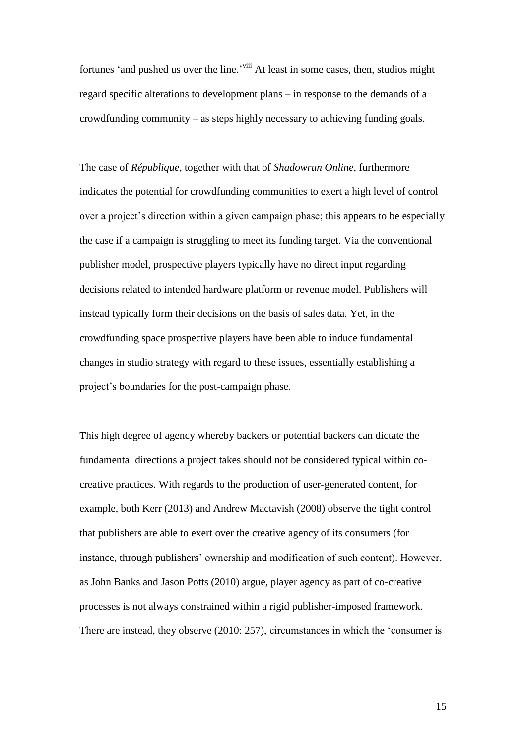fortunes 'and pushed us over the line.'[viii] At least in some cases, then, studios might regard specific alterations to development plans – in response to the demands of a crowdfunding community – as steps highly necessary to achieving funding goals.

The case of *République*, together with that of *Shadowrun Online*, furthermore indicates the potential for crowdfunding communities to exert a high level of control over a project's direction within a given campaign phase; this appears to be especially the case if a campaign is struggling to meet its funding target. Via the conventional publisher model, prospective players typically have no direct input regarding decisions related to intended hardware platform or revenue model. Publishers will instead typically form their decisions on the basis of sales data. Yet, in the crowdfunding space prospective players have been able to induce fundamental changes in studio strategy with regard to these issues, essentially establishing a project's boundaries for the post-campaign phase.

This high degree of agency whereby backers or potential backers can dictate the fundamental directions a project takes should not be considered typical within co-creative practices. With regards to the production of user-generated content, for example, both Kerr (2013) and Andrew Mactavish (2008) observe the tight control that publishers are able to exert over the creative agency of its consumers (for instance, through publishers' ownership and modification of such content). However, as John Banks and Jason Potts (2010) argue, player agency as part of co-creative processes is not always constrained within a rigid publisher-imposed framework. There are instead, they observe (2010: 257), circumstances in which the 'consumer is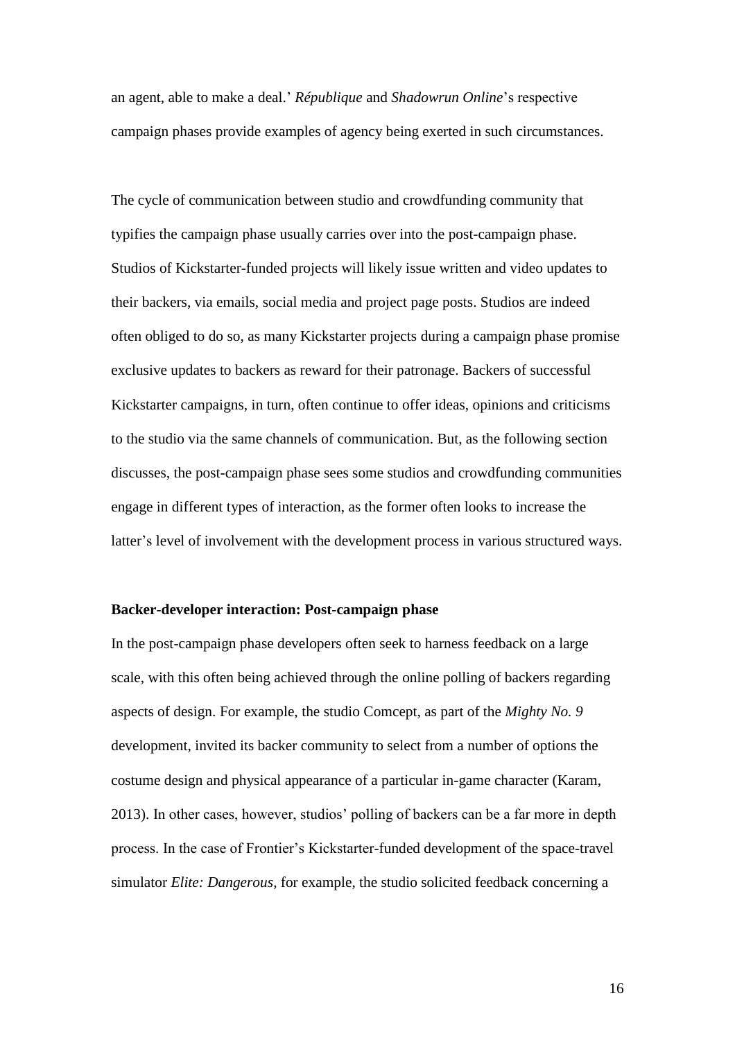an agent, able to make a deal.' *République* and *Shadowrun Online*'s respective campaign phases provide examples of agency being exerted in such circumstances.

The cycle of communication between studio and crowdfunding community that typifies the campaign phase usually carries over into the post-campaign phase. Studios of Kickstarter-funded projects will likely issue written and video updates to their backers, via emails, social media and project page posts. Studios are indeed often obliged to do so, as many Kickstarter projects during a campaign phase promise exclusive updates to backers as reward for their patronage. Backers of successful Kickstarter campaigns, in turn, often continue to offer ideas, opinions and criticisms to the studio via the same channels of communication. But, as the following section discusses, the post-campaign phase sees some studios and crowdfunding communities engage in different types of interaction, as the former often looks to increase the latter's level of involvement with the development process in various structured ways.

**Backer-developer interaction: Post-campaign phase**

In the post-campaign phase developers often seek to harness feedback on a large scale, with this often being achieved through the online polling of backers regarding aspects of design. For example, the studio Comcept, as part of the *Mighty No. 9* development, invited its backer community to select from a number of options the costume design and physical appearance of a particular in-game character (Karam, 2013). In other cases, however, studios' polling of backers can be a far more in depth process. In the case of Frontier's Kickstarter-funded development of the space-travel simulator *Elite: Dangerous*, for example, the studio solicited feedback concerning a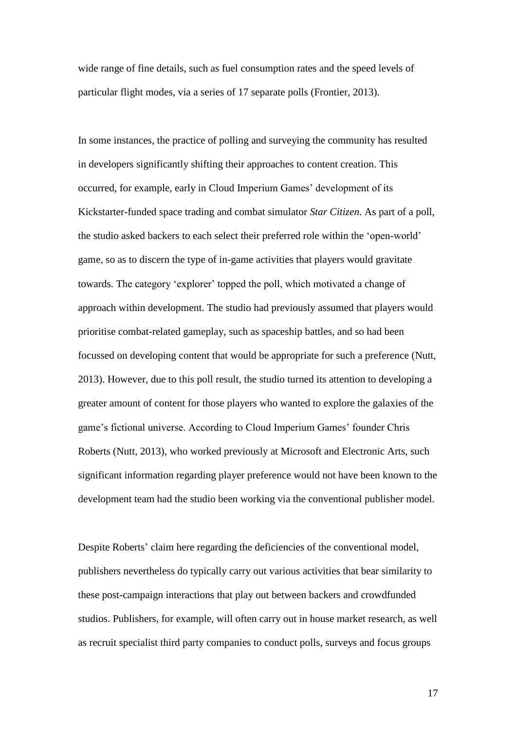wide range of fine details, such as fuel consumption rates and the speed levels of particular flight modes, via a series of 17 separate polls (Frontier, 2013).

In some instances, the practice of polling and surveying the community has resulted in developers significantly shifting their approaches to content creation. This occurred, for example, early in Cloud Imperium Games' development of its Kickstarter-funded space trading and combat simulator *Star Citizen*. As part of a poll, the studio asked backers to each select their preferred role within the 'open-world' game, so as to discern the type of in-game activities that players would gravitate towards. The category 'explorer' topped the poll, which motivated a change of approach within development. The studio had previously assumed that players would prioritise combat-related gameplay, such as spaceship battles, and so had been focussed on developing content that would be appropriate for such a preference (Nutt, 2013). However, due to this poll result, the studio turned its attention to developing a greater amount of content for those players who wanted to explore the galaxies of the game's fictional universe. According to Cloud Imperium Games' founder Chris Roberts (Nutt, 2013), who worked previously at Microsoft and Electronic Arts, such significant information regarding player preference would not have been known to the development team had the studio been working via the conventional publisher model.

Despite Roberts' claim here regarding the deficiencies of the conventional model, publishers nevertheless do typically carry out various activities that bear similarity to these post-campaign interactions that play out between backers and crowdfunded studios. Publishers, for example, will often carry out in house market research, as well as recruit specialist third party companies to conduct polls, surveys and focus groups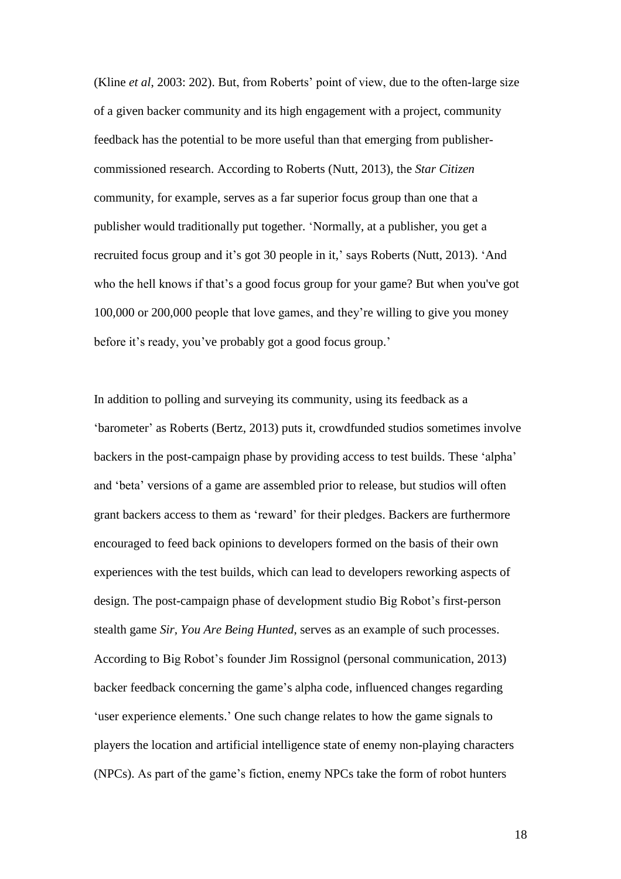(Kline *et al*, 2003: 202). But, from Roberts' point of view, due to the often-large size of a given backer community and its high engagement with a project, community feedback has the potential to be more useful than that emerging from publisher-commissioned research. According to Roberts (Nutt, 2013), the *Star Citizen* community, for example, serves as a far superior focus group than one that a publisher would traditionally put together. 'Normally, at a publisher, you get a recruited focus group and it's got 30 people in it,' says Roberts (Nutt, 2013). 'And who the hell knows if that's a good focus group for your game? But when you've got 100,000 or 200,000 people that love games, and they're willing to give you money before it's ready, you've probably got a good focus group.'

In addition to polling and surveying its community, using its feedback as a 'barometer' as Roberts (Bertz, 2013) puts it, crowdfunded studios sometimes involve backers in the post-campaign phase by providing access to test builds. These 'alpha' and 'beta' versions of a game are assembled prior to release, but studios will often grant backers access to them as 'reward' for their pledges. Backers are furthermore encouraged to feed back opinions to developers formed on the basis of their own experiences with the test builds, which can lead to developers reworking aspects of design. The post-campaign phase of development studio Big Robot's first-person stealth game *Sir, You Are Being Hunted*, serves as an example of such processes. According to Big Robot's founder Jim Rossignol (personal communication, 2013) backer feedback concerning the game's alpha code, influenced changes regarding 'user experience elements.' One such change relates to how the game signals to players the location and artificial intelligence state of enemy non-playing characters (NPCs). As part of the game's fiction, enemy NPCs take the form of robot hunters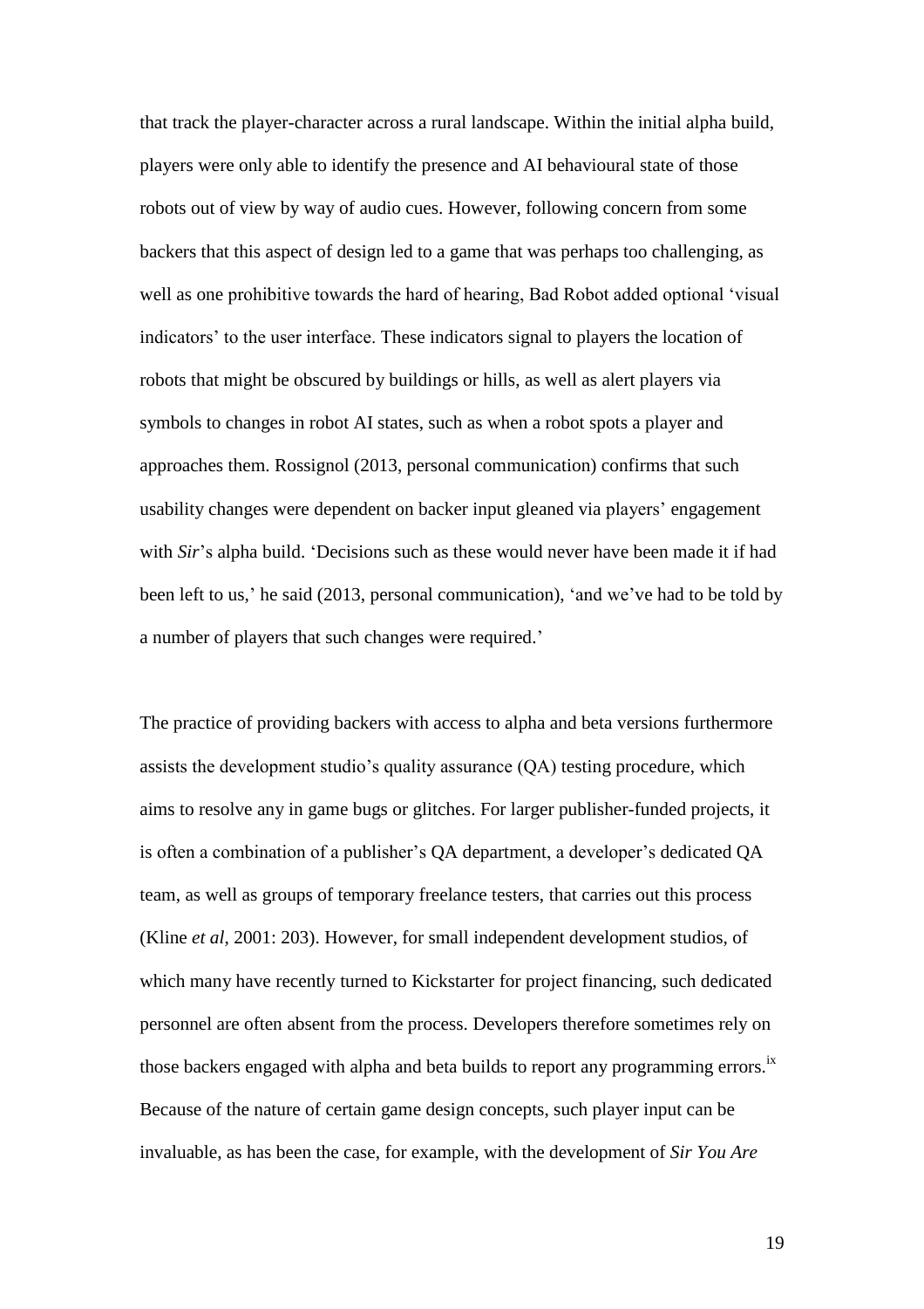that track the player-character across a rural landscape. Within the initial alpha build, players were only able to identify the presence and AI behavioural state of those robots out of view by way of audio cues. However, following concern from some backers that this aspect of design led to a game that was perhaps too challenging, as well as one prohibitive towards the hard of hearing, Bad Robot added optional 'visual indicators' to the user interface. These indicators signal to players the location of robots that might be obscured by buildings or hills, as well as alert players via symbols to changes in robot AI states, such as when a robot spots a player and approaches them. Rossignol (2013, personal communication) confirms that such usability changes were dependent on backer input gleaned via players' engagement with *Sir*'s alpha build. 'Decisions such as these would never have been made it if had been left to us,' he said (2013, personal communication), 'and we've had to be told by a number of players that such changes were required.'

The practice of providing backers with access to alpha and beta versions furthermore assists the development studio's quality assurance (QA) testing procedure, which aims to resolve any in game bugs or glitches. For larger publisher-funded projects, it is often a combination of a publisher's QA department, a developer's dedicated QA team, as well as groups of temporary freelance testers, that carries out this process (Kline *et al*, 2001: 203). However, for small independent development studios, of which many have recently turned to Kickstarter for project financing, such dedicated personnel are often absent from the process. Developers therefore sometimes rely on those backers engaged with alpha and beta builds to report any programming errors.[ix] Because of the nature of certain game design concepts, such player input can be invaluable, as has been the case, for example, with the development of *Sir You Are*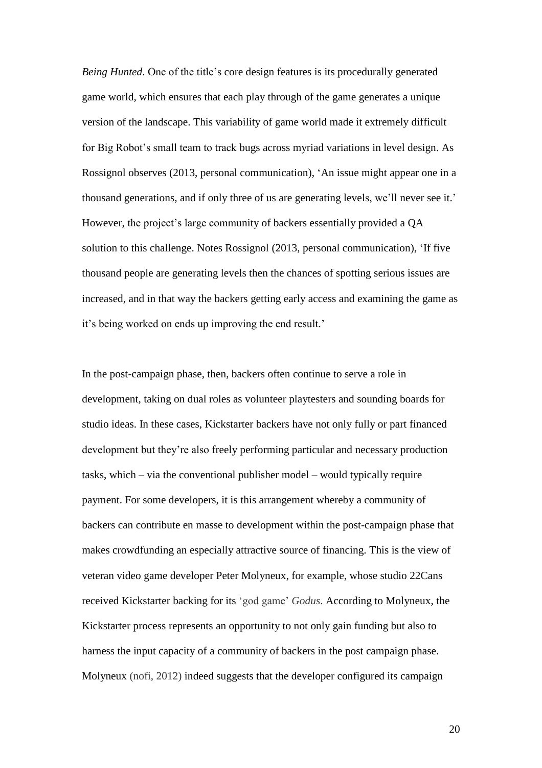*Being Hunted*. One of the title's core design features is its procedurally generated game world, which ensures that each play through of the game generates a unique version of the landscape. This variability of game world made it extremely difficult for Big Robot's small team to track bugs across myriad variations in level design. As Rossignol observes (2013, personal communication), 'An issue might appear one in a thousand generations, and if only three of us are generating levels, we'll never see it.' However, the project's large community of backers essentially provided a QA solution to this challenge. Notes Rossignol (2013, personal communication), 'If five thousand people are generating levels then the chances of spotting serious issues are increased, and in that way the backers getting early access and examining the game as it's being worked on ends up improving the end result.'

In the post-campaign phase, then, backers often continue to serve a role in development, taking on dual roles as volunteer playtesters and sounding boards for studio ideas. In these cases, Kickstarter backers have not only fully or part financed development but they're also freely performing particular and necessary production tasks, which – via the conventional publisher model – would typically require payment. For some developers, it is this arrangement whereby a community of backers can contribute en masse to development within the post-campaign phase that makes crowdfunding an especially attractive source of financing. This is the view of veteran video game developer Peter Molyneux, for example, whose studio 22Cans received Kickstarter backing for its 'god game' *Godus*. According to Molyneux, the Kickstarter process represents an opportunity to not only gain funding but also to harness the input capacity of a community of backers in the post campaign phase. Molyneux (nofi, 2012) indeed suggests that the developer configured its campaign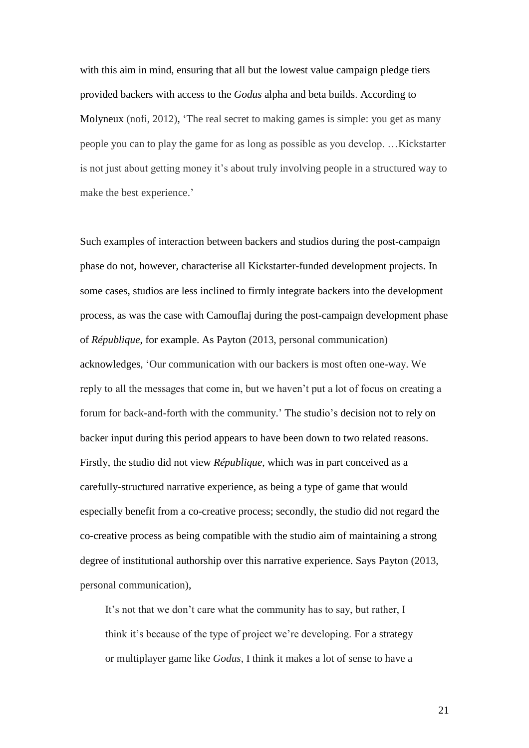with this aim in mind, ensuring that all but the lowest value campaign pledge tiers provided backers with access to the *Godus* alpha and beta builds. According to Molyneux (nofi, 2012), 'The real secret to making games is simple: you get as many people you can to play the game for as long as possible as you develop. …Kickstarter is not just about getting money it's about truly involving people in a structured way to make the best experience.'

Such examples of interaction between backers and studios during the post-campaign phase do not, however, characterise all Kickstarter-funded development projects. In some cases, studios are less inclined to firmly integrate backers into the development process, as was the case with Camouflaj during the post-campaign development phase of *République*, for example. As Payton (2013, personal communication) acknowledges, 'Our communication with our backers is most often one-way. We reply to all the messages that come in, but we haven't put a lot of focus on creating a forum for back-and-forth with the community.' The studio's decision not to rely on backer input during this period appears to have been down to two related reasons. Firstly, the studio did not view *République*, which was in part conceived as a carefully-structured narrative experience, as being a type of game that would especially benefit from a co-creative process; secondly, the studio did not regard the co-creative process as being compatible with the studio aim of maintaining a strong degree of institutional authorship over this narrative experience. Says Payton (2013, personal communication),

> It's not that we don't care what the community has to say, but rather, I think it's because of the type of project we're developing. For a strategy or multiplayer game like *Godus*, I think it makes a lot of sense to have a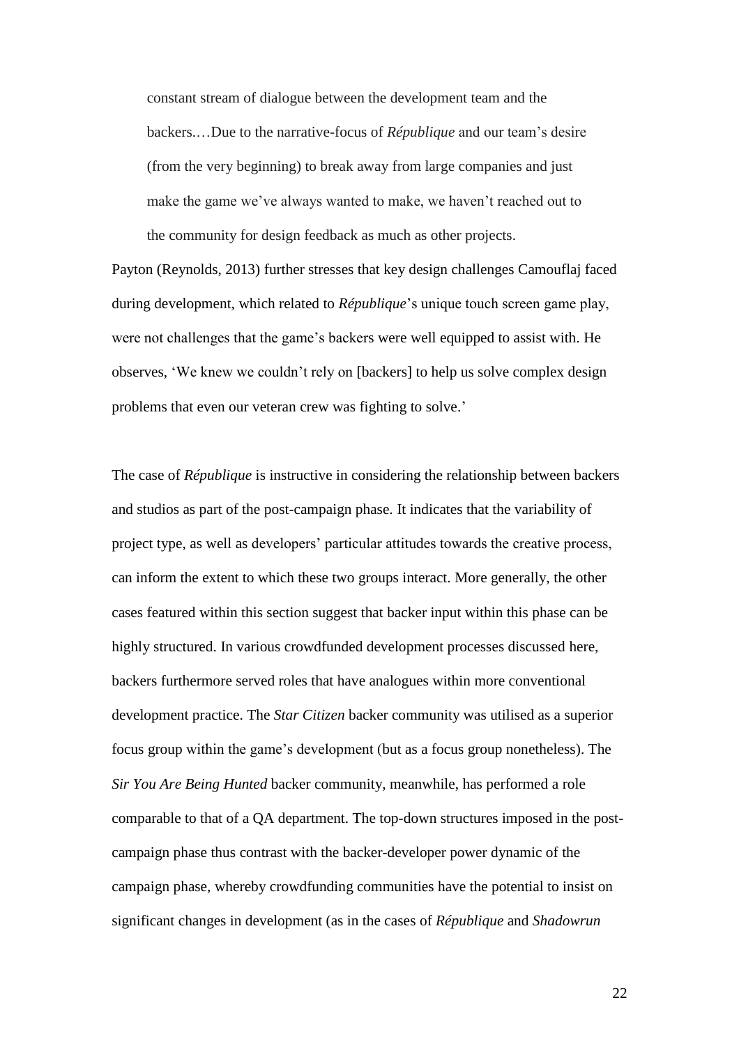> constant stream of dialogue between the development team and the backers.…Due to the narrative-focus of *République* and our team's desire (from the very beginning) to break away from large companies and just make the game we've always wanted to make, we haven't reached out to the community for design feedback as much as other projects.

Payton (Reynolds, 2013) further stresses that key design challenges Camouflaj faced during development, which related to *République*'s unique touch screen game play, were not challenges that the game's backers were well equipped to assist with. He observes, 'We knew we couldn't rely on [backers] to help us solve complex design problems that even our veteran crew was fighting to solve.'

The case of *République* is instructive in considering the relationship between backers and studios as part of the post-campaign phase. It indicates that the variability of project type, as well as developers' particular attitudes towards the creative process, can inform the extent to which these two groups interact. More generally, the other cases featured within this section suggest that backer input within this phase can be highly structured. In various crowdfunded development processes discussed here, backers furthermore served roles that have analogues within more conventional development practice. The *Star Citizen* backer community was utilised as a superior focus group within the game's development (but as a focus group nonetheless). The *Sir You Are Being Hunted* backer community, meanwhile, has performed a role comparable to that of a QA department. The top-down structures imposed in the post-campaign phase thus contrast with the backer-developer power dynamic of the campaign phase, whereby crowdfunding communities have the potential to insist on significant changes in development (as in the cases of *République* and *Shadowrun*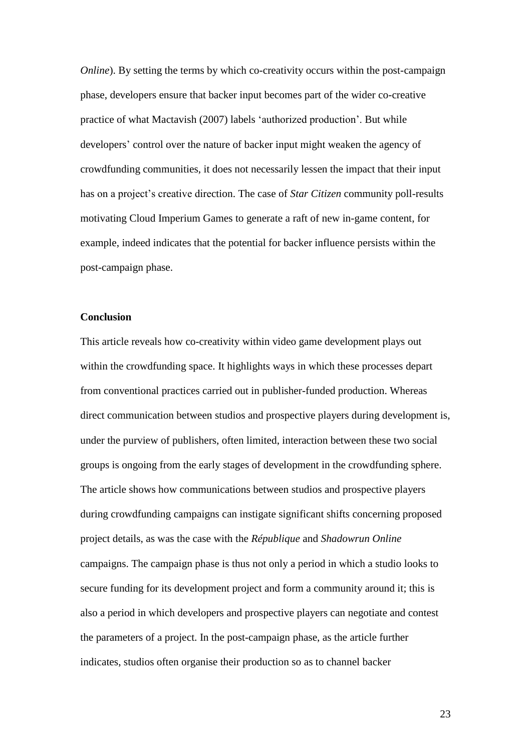*Online*). By setting the terms by which co-creativity occurs within the post-campaign phase, developers ensure that backer input becomes part of the wider co-creative practice of what Mactavish (2007) labels 'authorized production'. But while developers' control over the nature of backer input might weaken the agency of crowdfunding communities, it does not necessarily lessen the impact that their input has on a project's creative direction. The case of *Star Citizen* community poll-results motivating Cloud Imperium Games to generate a raft of new in-game content, for example, indeed indicates that the potential for backer influence persists within the post-campaign phase.

**Conclusion**

This article reveals how co-creativity within video game development plays out within the crowdfunding space. It highlights ways in which these processes depart from conventional practices carried out in publisher-funded production. Whereas direct communication between studios and prospective players during development is, under the purview of publishers, often limited, interaction between these two social groups is ongoing from the early stages of development in the crowdfunding sphere. The article shows how communications between studios and prospective players during crowdfunding campaigns can instigate significant shifts concerning proposed project details, as was the case with the *République* and *Shadowrun Online* campaigns. The campaign phase is thus not only a period in which a studio looks to secure funding for its development project and form a community around it; this is also a period in which developers and prospective players can negotiate and contest the parameters of a project. In the post-campaign phase, as the article further indicates, studios often organise their production so as to channel backer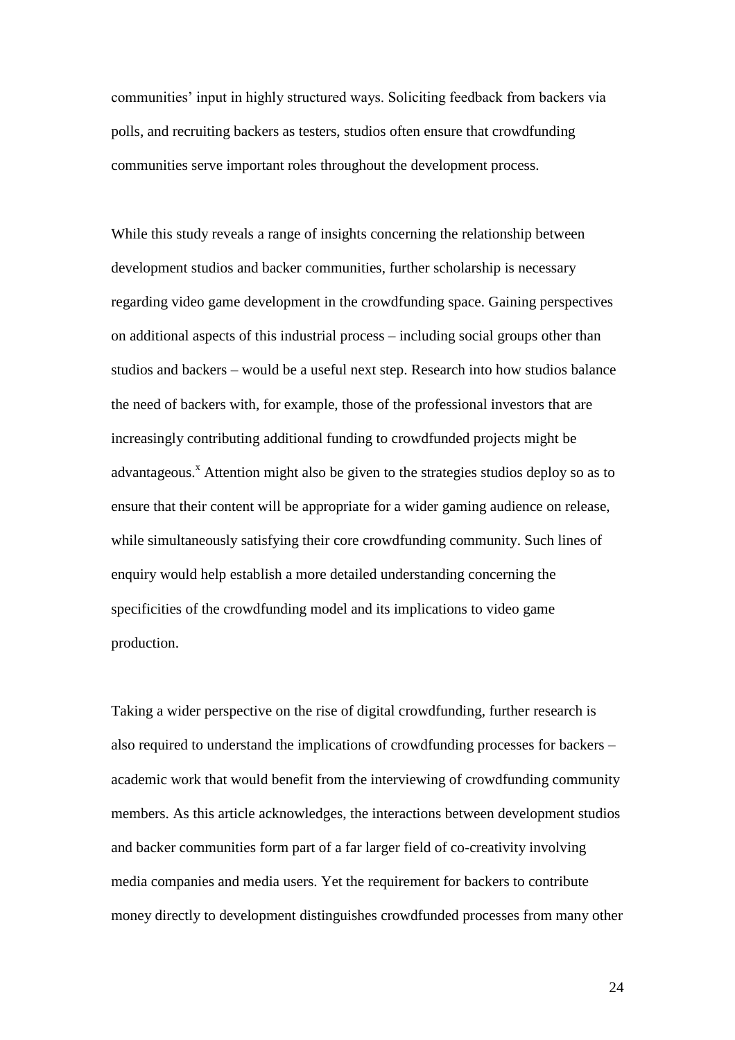communities' input in highly structured ways. Soliciting feedback from backers via polls, and recruiting backers as testers, studios often ensure that crowdfunding communities serve important roles throughout the development process.

While this study reveals a range of insights concerning the relationship between development studios and backer communities, further scholarship is necessary regarding video game development in the crowdfunding space. Gaining perspectives on additional aspects of this industrial process – including social groups other than studios and backers – would be a useful next step. Research into how studios balance the need of backers with, for example, those of the professional investors that are increasingly contributing additional funding to crowdfunded projects might be advantageous.[x] Attention might also be given to the strategies studios deploy so as to ensure that their content will be appropriate for a wider gaming audience on release, while simultaneously satisfying their core crowdfunding community. Such lines of enquiry would help establish a more detailed understanding concerning the specificities of the crowdfunding model and its implications to video game production.

Taking a wider perspective on the rise of digital crowdfunding, further research is also required to understand the implications of crowdfunding processes for backers – academic work that would benefit from the interviewing of crowdfunding community members. As this article acknowledges, the interactions between development studios and backer communities form part of a far larger field of co-creativity involving media companies and media users. Yet the requirement for backers to contribute money directly to development distinguishes crowdfunded processes from many other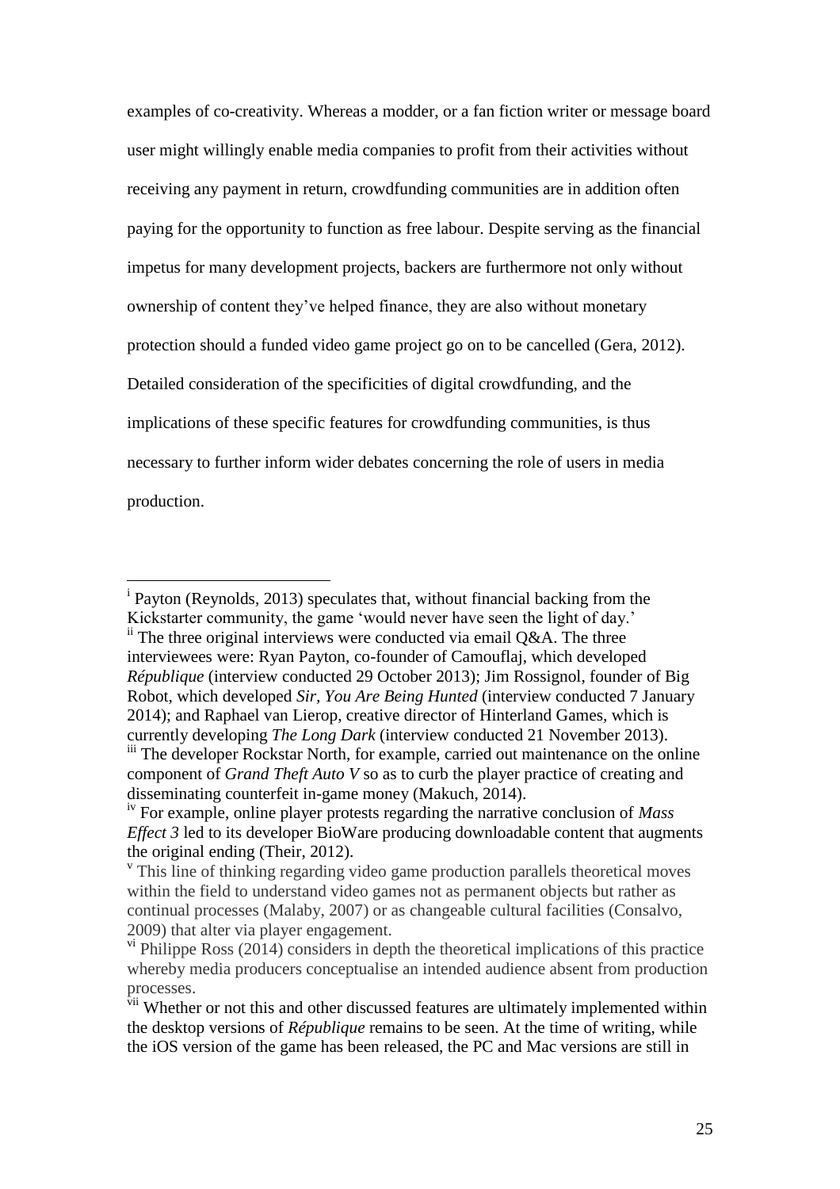examples of co-creativity. Whereas a modder, or a fan fiction writer or message board user might willingly enable media companies to profit from their activities without receiving any payment in return, crowdfunding communities are in addition often paying for the opportunity to function as free labour. Despite serving as the financial impetus for many development projects, backers are furthermore not only without ownership of content they've helped finance, they are also without monetary protection should a funded video game project go on to be cancelled (Gera, 2012). Detailed consideration of the specificities of digital crowdfunding, and the implications of these specific features for crowdfunding communities, is thus necessary to further inform wider debates concerning the role of users in media production.

---

[i] Payton (Reynolds, 2013) speculates that, without financial backing from the Kickstarter community, the game 'would never have seen the light of day.'

[ii] The three original interviews were conducted via email Q&A. The three interviewees were: Ryan Payton, co-founder of Camouflaj, which developed *République* (interview conducted 29 October 2013); Jim Rossignol, founder of Big Robot, which developed *Sir, You Are Being Hunted* (interview conducted 7 January 2014); and Raphael van Lierop, creative director of Hinterland Games, which is currently developing *The Long Dark* (interview conducted 21 November 2013).

[iii] The developer Rockstar North, for example, carried out maintenance on the online component of *Grand Theft Auto V* so as to curb the player practice of creating and disseminating counterfeit in-game money (Makuch, 2014).

[iv] For example, online player protests regarding the narrative conclusion of *Mass Effect 3* led to its developer BioWare producing downloadable content that augments the original ending (Their, 2012).

[v] This line of thinking regarding video game production parallels theoretical moves within the field to understand video games not as permanent objects but rather as continual processes (Malaby, 2007) or as changeable cultural facilities (Consalvo, 2009) that alter via player engagement.

[vi] Philippe Ross (2014) considers in depth the theoretical implications of this practice whereby media producers conceptualise an intended audience absent from production processes.

[vii] Whether or not this and other discussed features are ultimately implemented within the desktop versions of *République* remains to be seen. At the time of writing, while the iOS version of the game has been released, the PC and Mac versions are still in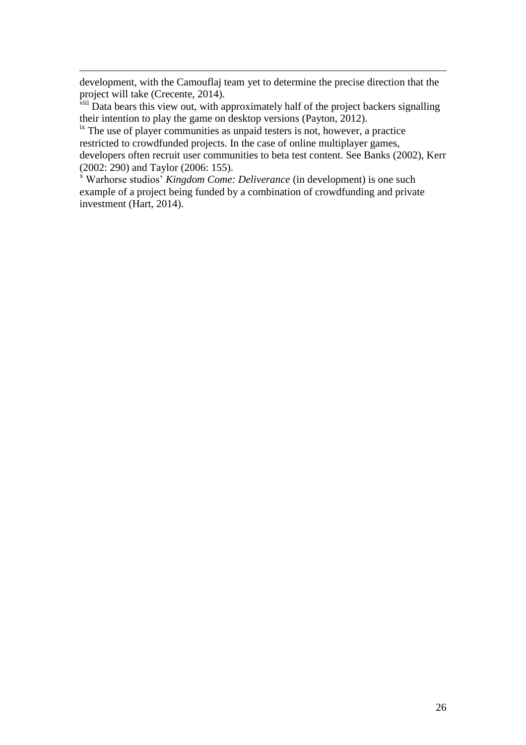development, with the Camouflaj team yet to determine the precise direction that the project will take (Crecente, 2014).

[viii] Data bears this view out, with approximately half of the project backers signalling their intention to play the game on desktop versions (Payton, 2012).

[ix] The use of player communities as unpaid testers is not, however, a practice restricted to crowdfunded projects. In the case of online multiplayer games, developers often recruit user communities to beta test content. See Banks (2002), Kerr (2002: 290) and Taylor (2006: 155).

[x] Warhorse studios' *Kingdom Come: Deliverance* (in development) is one such example of a project being funded by a combination of crowdfunding and private investment (Hart, 2014).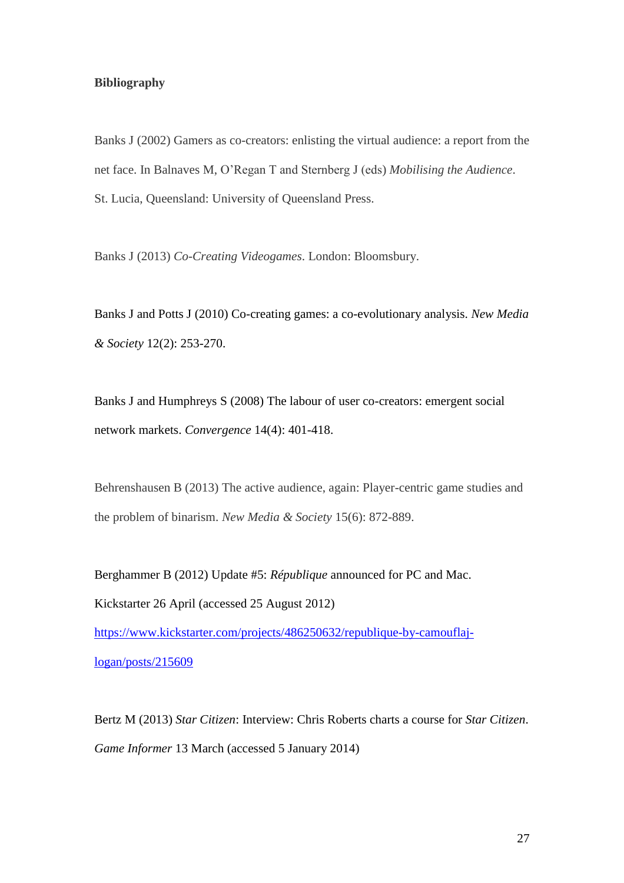**Bibliography**

Banks J (2002) Gamers as co-creators: enlisting the virtual audience: a report from the net face. In Balnaves M, O'Regan T and Sternberg J (eds) *Mobilising the Audience*. St. Lucia, Queensland: University of Queensland Press.

Banks J (2013) *Co-Creating Videogames*. London: Bloomsbury.

Banks J and Potts J (2010) Co-creating games: a co-evolutionary analysis. *New Media & Society* 12(2): 253-270.

Banks J and Humphreys S (2008) The labour of user co-creators: emergent social network markets. *Convergence* 14(4): 401-418.

Behrenshausen B (2013) The active audience, again: Player-centric game studies and the problem of binarism. *New Media & Society* 15(6): 872-889.

Berghammer B (2012) Update #5: *République* announced for PC and Mac. Kickstarter 26 April (accessed 25 August 2012) https://www.kickstarter.com/projects/486250632/republique-by-camouflaj-logan/posts/215609

Bertz M (2013) *Star Citizen*: Interview: Chris Roberts charts a course for *Star Citizen*. *Game Informer* 13 March (accessed 5 January 2014)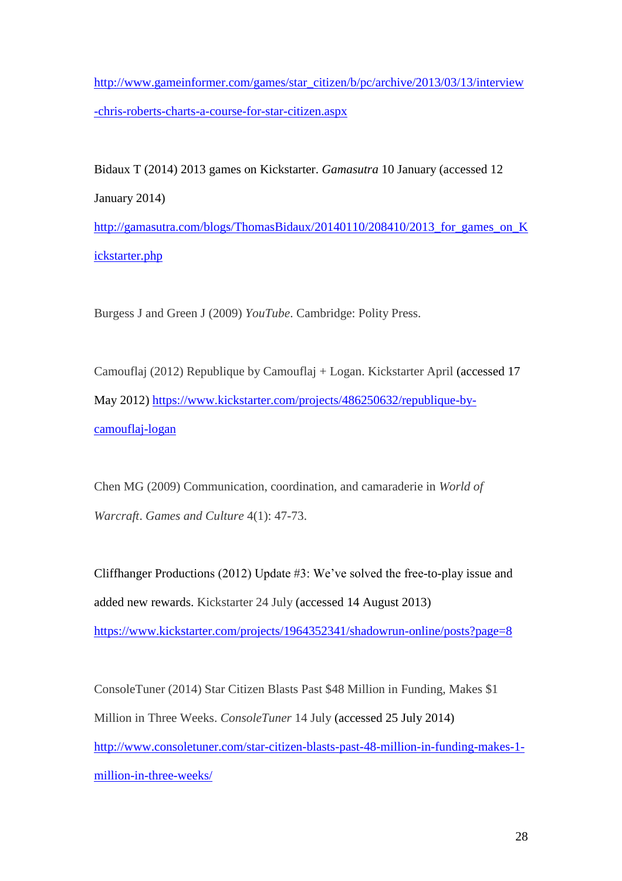http://www.gameinformer.com/games/star_citizen/b/pc/archive/2013/03/13/interview-chris-roberts-charts-a-course-for-star-citizen.aspx

Bidaux T (2014) 2013 games on Kickstarter. *Gamasutra* 10 January (accessed 12 January 2014) http://gamasutra.com/blogs/ThomasBidaux/20140110/208410/2013_for_games_on_Kickstarter.php

Burgess J and Green J (2009) *YouTube*. Cambridge: Polity Press.

Camouflaj (2012) Republique by Camouflaj + Logan. Kickstarter April (accessed 17 May 2012) https://www.kickstarter.com/projects/486250632/republique-by-camouflaj-logan

Chen MG (2009) Communication, coordination, and camaraderie in *World of Warcraft*. *Games and Culture* 4(1): 47-73.

Cliffhanger Productions (2012) Update #3: We've solved the free-to-play issue and added new rewards. Kickstarter 24 July (accessed 14 August 2013) https://www.kickstarter.com/projects/1964352341/shadowrun-online/posts?page=8

ConsoleTuner (2014) Star Citizen Blasts Past $48 Million in Funding, Makes $1 Million in Three Weeks. *ConsoleTuner* 14 July (accessed 25 July 2014) http://www.consoletuner.com/star-citizen-blasts-past-48-million-in-funding-makes-1-million-in-three-weeks/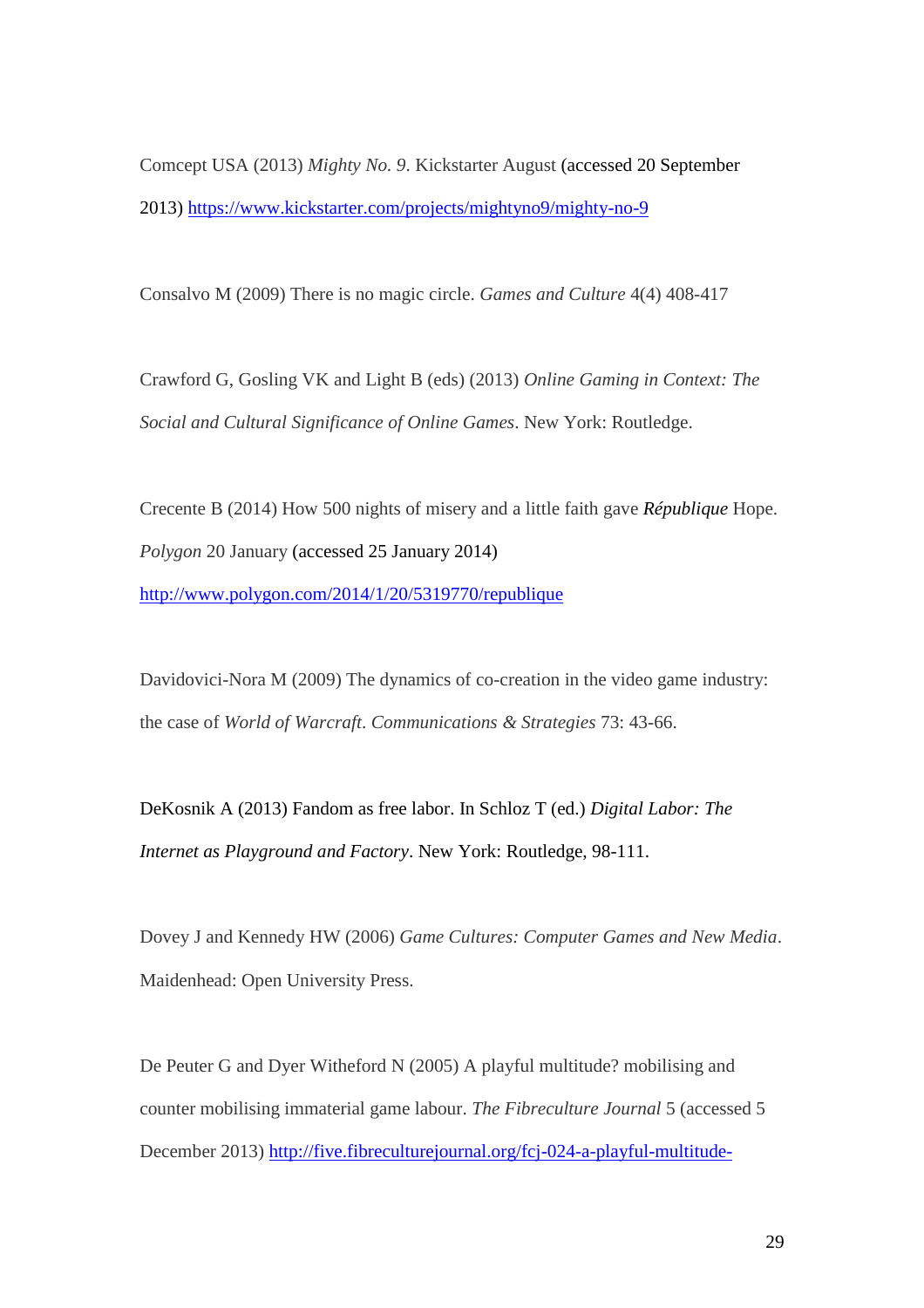Comcept USA (2013) *Mighty No. 9*. Kickstarter August (accessed 20 September 2013) https://www.kickstarter.com/projects/mightyno9/mighty-no-9

Consalvo M (2009) There is no magic circle. *Games and Culture* 4(4) 408-417

Crawford G, Gosling VK and Light B (eds) (2013) *Online Gaming in Context: The Social and Cultural Significance of Online Games*. New York: Routledge.

Crecente B (2014) How 500 nights of misery and a little faith gave ***République*** Hope. *Polygon* 20 January (accessed 25 January 2014) http://www.polygon.com/2014/1/20/5319770/republique

Davidovici-Nora M (2009) The dynamics of co-creation in the video game industry: the case of *World of Warcraft*. *Communications & Strategies* 73: 43-66.

DeKosnik A (2013) Fandom as free labor. In Schloz T (ed.) *Digital Labor: The Internet as Playground and Factory*. New York: Routledge, 98-111.

Dovey J and Kennedy HW (2006) *Game Cultures: Computer Games and New Media*. Maidenhead: Open University Press.

De Peuter G and Dyer Witheford N (2005) A playful multitude? mobilising and counter mobilising immaterial game labour. *The Fibreculture Journal* 5 (accessed 5 December 2013) http://five.fibreculturejournal.org/fcj-024-a-playful-multitude-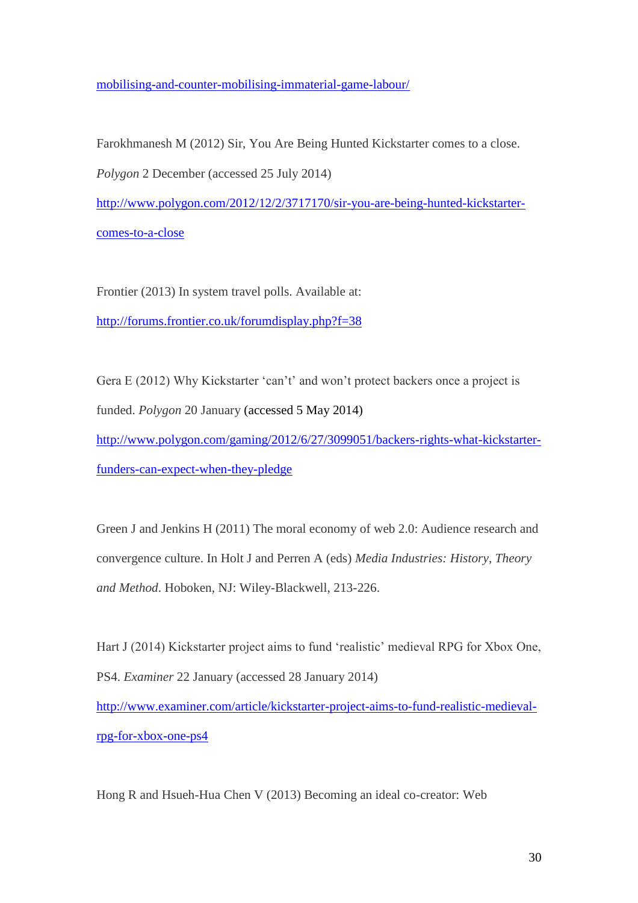mobilising-and-counter-mobilising-immaterial-game-labour/

Farokhmanesh M (2012) Sir, You Are Being Hunted Kickstarter comes to a close. *Polygon* 2 December (accessed 25 July 2014) http://www.polygon.com/2012/12/2/3717170/sir-you-are-being-hunted-kickstarter-comes-to-a-close

Frontier (2013) In system travel polls. Available at: http://forums.frontier.co.uk/forumdisplay.php?f=38

Gera E (2012) Why Kickstarter 'can't' and won't protect backers once a project is funded. *Polygon* 20 January (accessed 5 May 2014) http://www.polygon.com/gaming/2012/6/27/3099051/backers-rights-what-kickstarter-funders-can-expect-when-they-pledge

Green J and Jenkins H (2011) The moral economy of web 2.0: Audience research and convergence culture. In Holt J and Perren A (eds) *Media Industries: History, Theory and Method*. Hoboken, NJ: Wiley-Blackwell, 213-226.

Hart J (2014) Kickstarter project aims to fund 'realistic' medieval RPG for Xbox One, PS4. *Examiner* 22 January (accessed 28 January 2014) http://www.examiner.com/article/kickstarter-project-aims-to-fund-realistic-medieval-rpg-for-xbox-one-ps4

Hong R and Hsueh-Hua Chen V (2013) Becoming an ideal co-creator: Web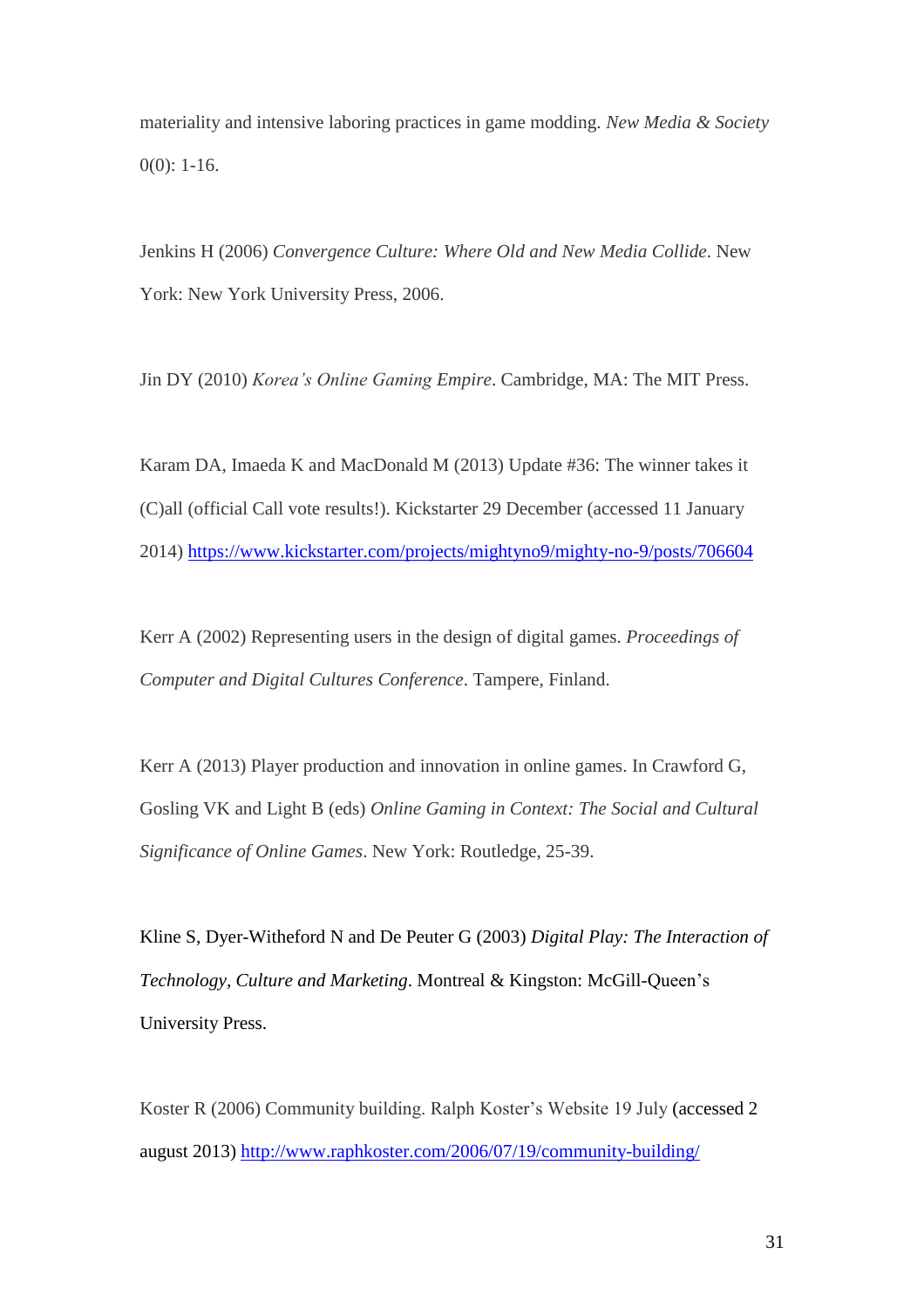materiality and intensive laboring practices in game modding. *New Media & Society* 0(0): 1-16.

Jenkins H (2006) *Convergence Culture: Where Old and New Media Collide*. New York: New York University Press, 2006.

Jin DY (2010) *Korea's Online Gaming Empire*. Cambridge, MA: The MIT Press.

Karam DA, Imaeda K and MacDonald M (2013) Update #36: The winner takes it (C)all (official Call vote results!). Kickstarter 29 December (accessed 11 January 2014) https://www.kickstarter.com/projects/mightyno9/mighty-no-9/posts/706604

Kerr A (2002) Representing users in the design of digital games. *Proceedings of Computer and Digital Cultures Conference*. Tampere, Finland.

Kerr A (2013) Player production and innovation in online games. In Crawford G, Gosling VK and Light B (eds) *Online Gaming in Context: The Social and Cultural Significance of Online Games*. New York: Routledge, 25-39.

Kline S, Dyer-Witheford N and De Peuter G (2003) *Digital Play: The Interaction of Technology, Culture and Marketing*. Montreal & Kingston: McGill-Queen's University Press.

Koster R (2006) Community building. Ralph Koster's Website 19 July (accessed 2 august 2013) http://www.raphkoster.com/2006/07/19/community-building/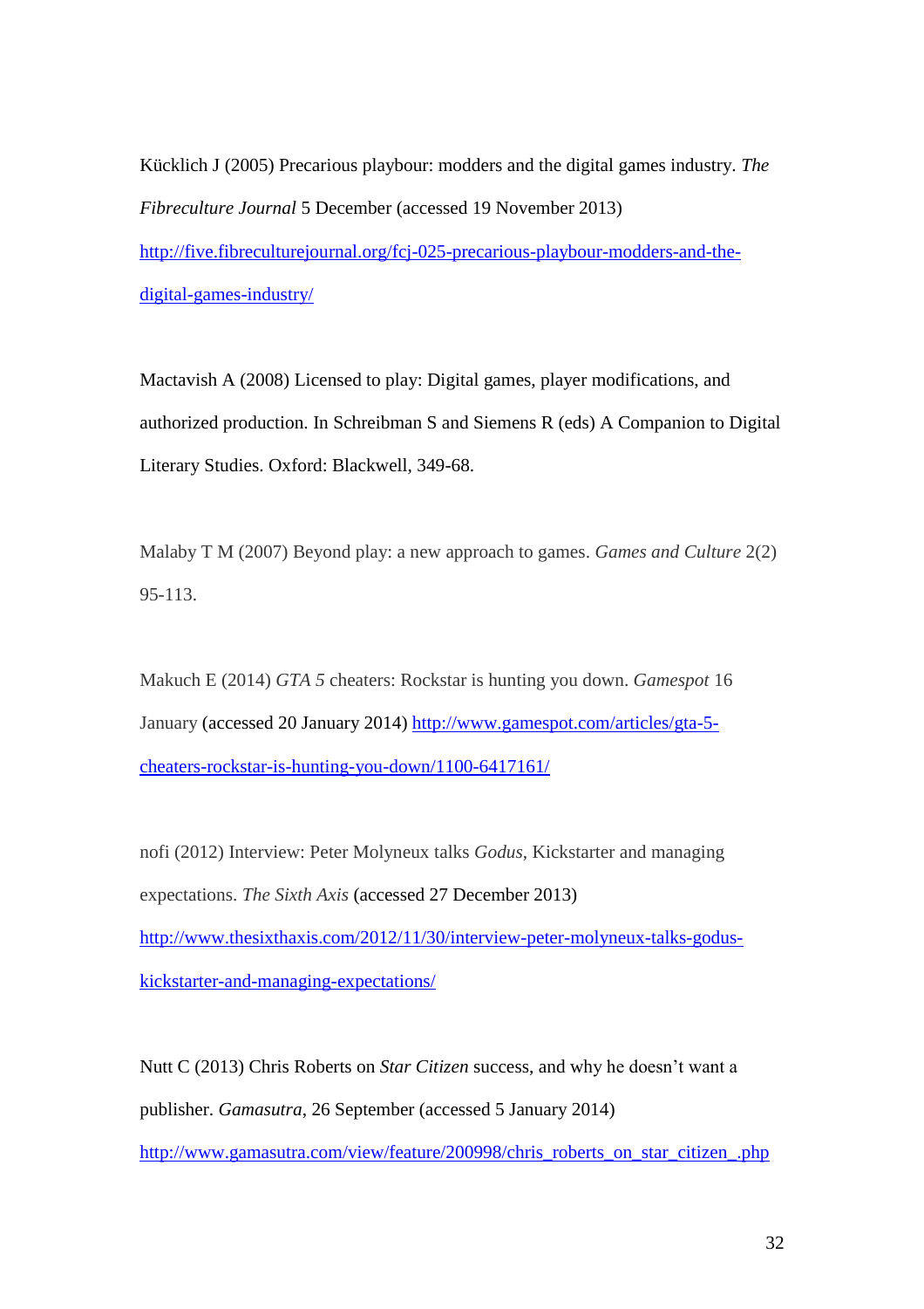Kücklich J (2005) Precarious playbour: modders and the digital games industry. *The Fibreculture Journal* 5 December (accessed 19 November 2013) http://five.fibreculturejournal.org/fcj-025-precarious-playbour-modders-and-the-digital-games-industry/

Mactavish A (2008) Licensed to play: Digital games, player modifications, and authorized production. In Schreibman S and Siemens R (eds) A Companion to Digital Literary Studies. Oxford: Blackwell, 349-68.

Malaby T M (2007) Beyond play: a new approach to games. *Games and Culture* 2(2) 95-113.

Makuch E (2014) *GTA 5* cheaters: Rockstar is hunting you down. *Gamespot* 16 January (accessed 20 January 2014) http://www.gamespot.com/articles/gta-5-cheaters-rockstar-is-hunting-you-down/1100-6417161/

nofi (2012) Interview: Peter Molyneux talks *Godus*, Kickstarter and managing expectations. *The Sixth Axis* (accessed 27 December 2013) http://www.thesixthaxis.com/2012/11/30/interview-peter-molyneux-talks-godus-kickstarter-and-managing-expectations/

Nutt C (2013) Chris Roberts on *Star Citizen* success, and why he doesn't want a publisher. *Gamasutra*, 26 September (accessed 5 January 2014) http://www.gamasutra.com/view/feature/200998/chris_roberts_on_star_citizen_.php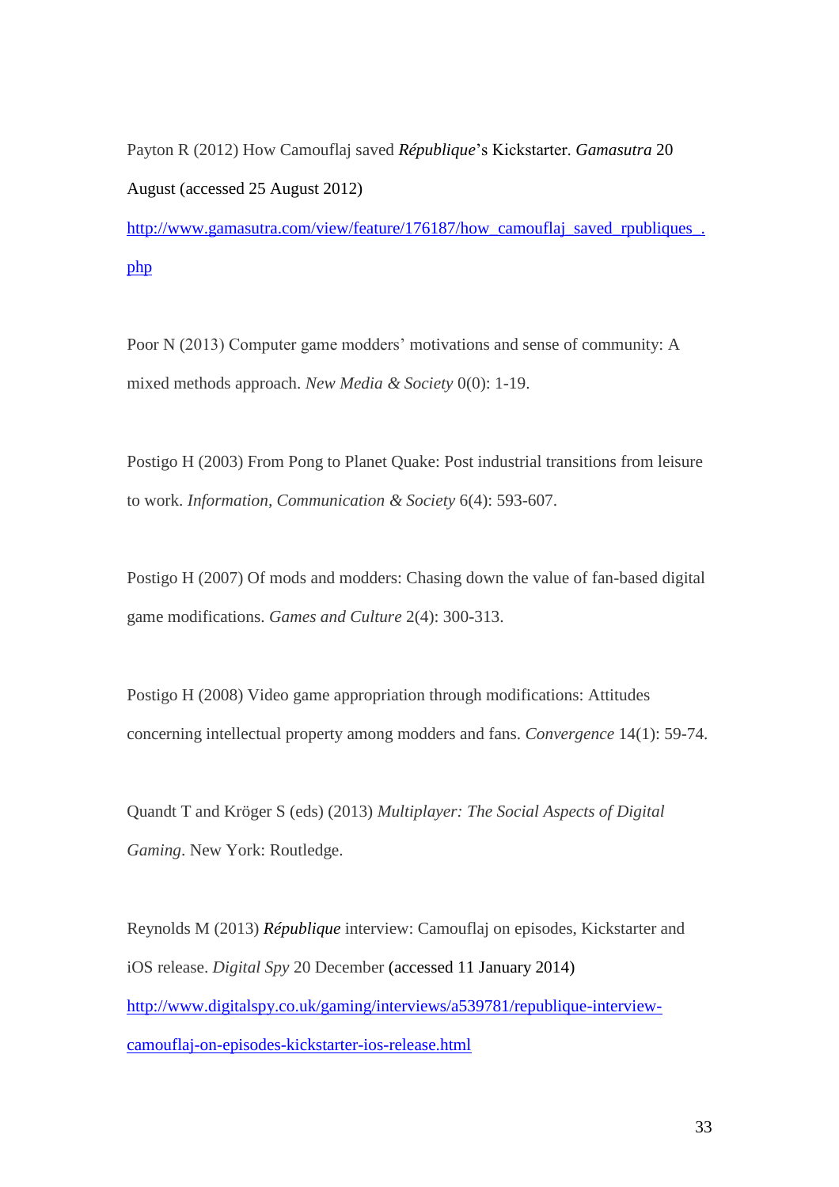Payton R (2012) How Camouflaj saved ***République***'s Kickstarter. *Gamasutra* 20 August (accessed 25 August 2012) http://www.gamasutra.com/view/feature/176187/how_camouflaj_saved_rpubliques_.php

Poor N (2013) Computer game modders' motivations and sense of community: A mixed methods approach. *New Media & Society* 0(0): 1-19.

Postigo H (2003) From Pong to Planet Quake: Post industrial transitions from leisure to work. *Information, Communication & Society* 6(4): 593-607.

Postigo H (2007) Of mods and modders: Chasing down the value of fan-based digital game modifications. *Games and Culture* 2(4): 300-313.

Postigo H (2008) Video game appropriation through modifications: Attitudes concerning intellectual property among modders and fans. *Convergence* 14(1): 59-74.

Quandt T and Kröger S (eds) (2013) *Multiplayer: The Social Aspects of Digital Gaming*. New York: Routledge.

Reynolds M (2013) ***République*** interview: Camouflaj on episodes, Kickstarter and iOS release. *Digital Spy* 20 December (accessed 11 January 2014) http://www.digitalspy.co.uk/gaming/interviews/a539781/republique-interview-camouflaj-on-episodes-kickstarter-ios-release.html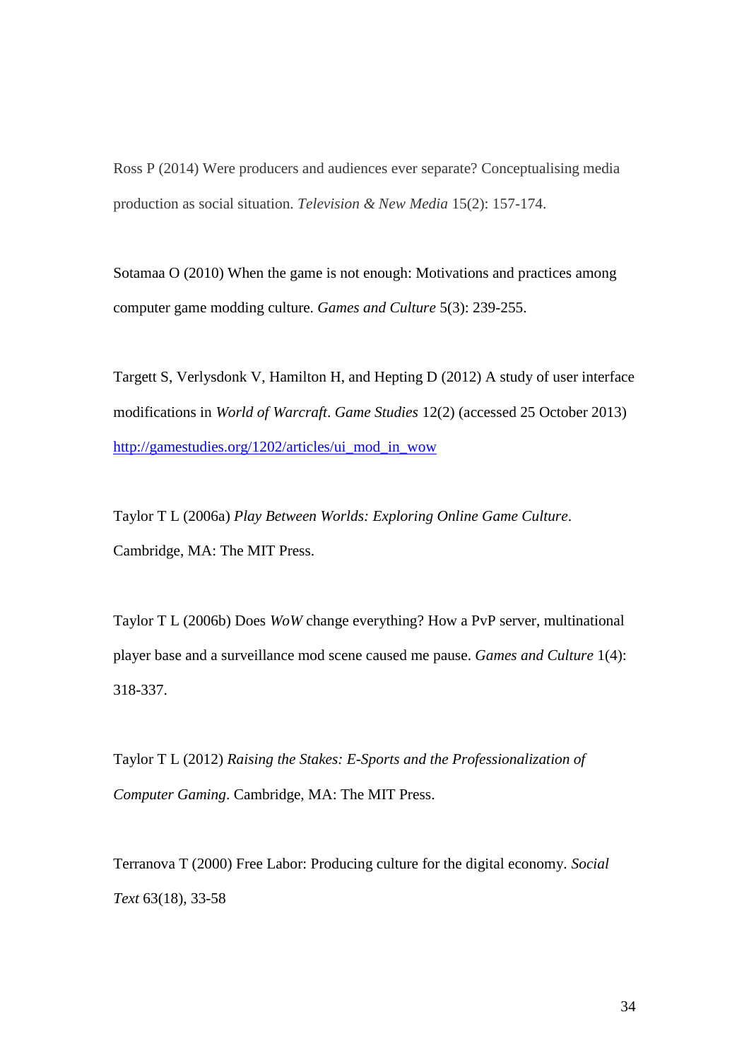Ross P (2014) Were producers and audiences ever separate? Conceptualising media production as social situation. *Television & New Media* 15(2): 157-174.

Sotamaa O (2010) When the game is not enough: Motivations and practices among computer game modding culture. *Games and Culture* 5(3): 239-255.

Targett S, Verlysdonk V, Hamilton H, and Hepting D (2012) A study of user interface modifications in *World of Warcraft*. *Game Studies* 12(2) (accessed 25 October 2013) http://gamestudies.org/1202/articles/ui_mod_in_wow

Taylor T L (2006a) *Play Between Worlds: Exploring Online Game Culture*. Cambridge, MA: The MIT Press.

Taylor T L (2006b) Does *WoW* change everything? How a PvP server, multinational player base and a surveillance mod scene caused me pause. *Games and Culture* 1(4): 318-337.

Taylor T L (2012) *Raising the Stakes: E-Sports and the Professionalization of Computer Gaming*. Cambridge, MA: The MIT Press.

Terranova T (2000) Free Labor: Producing culture for the digital economy. *Social Text* 63(18), 33-58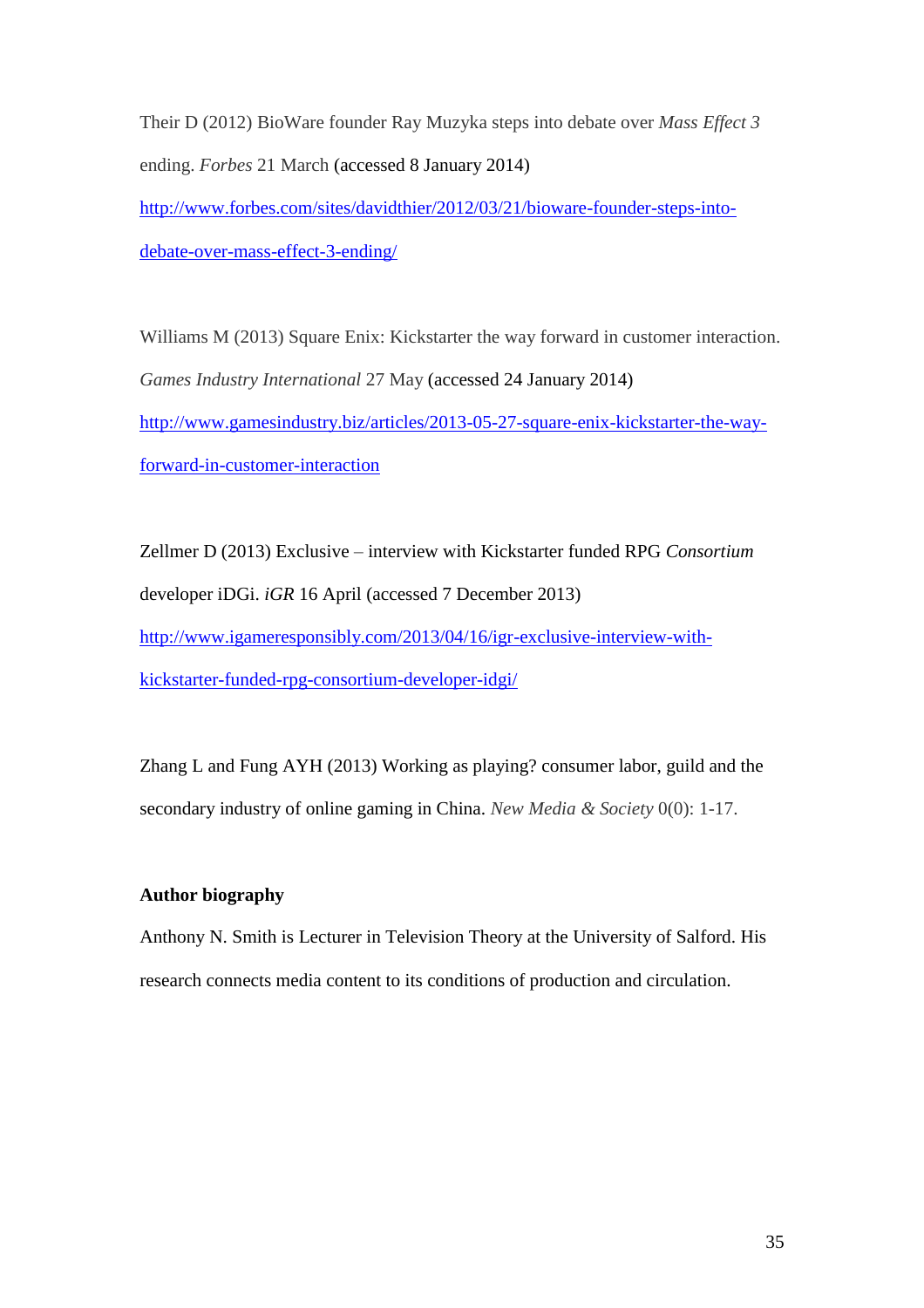Their D (2012) BioWare founder Ray Muzyka steps into debate over *Mass Effect 3* ending. *Forbes* 21 March (accessed 8 January 2014) http://www.forbes.com/sites/davidthier/2012/03/21/bioware-founder-steps-into-debate-over-mass-effect-3-ending/

Williams M (2013) Square Enix: Kickstarter the way forward in customer interaction. *Games Industry International* 27 May (accessed 24 January 2014) http://www.gamesindustry.biz/articles/2013-05-27-square-enix-kickstarter-the-way-forward-in-customer-interaction

Zellmer D (2013) Exclusive – interview with Kickstarter funded RPG *Consortium* developer iDGi. *iGR* 16 April (accessed 7 December 2013) http://www.igameresponsibly.com/2013/04/16/igr-exclusive-interview-with-kickstarter-funded-rpg-consortium-developer-idgi/

Zhang L and Fung AYH (2013) Working as playing? consumer labor, guild and the secondary industry of online gaming in China. *New Media & Society* 0(0): 1-17.

**Author biography**

Anthony N. Smith is Lecturer in Television Theory at the University of Salford. His research connects media content to its conditions of production and circulation.